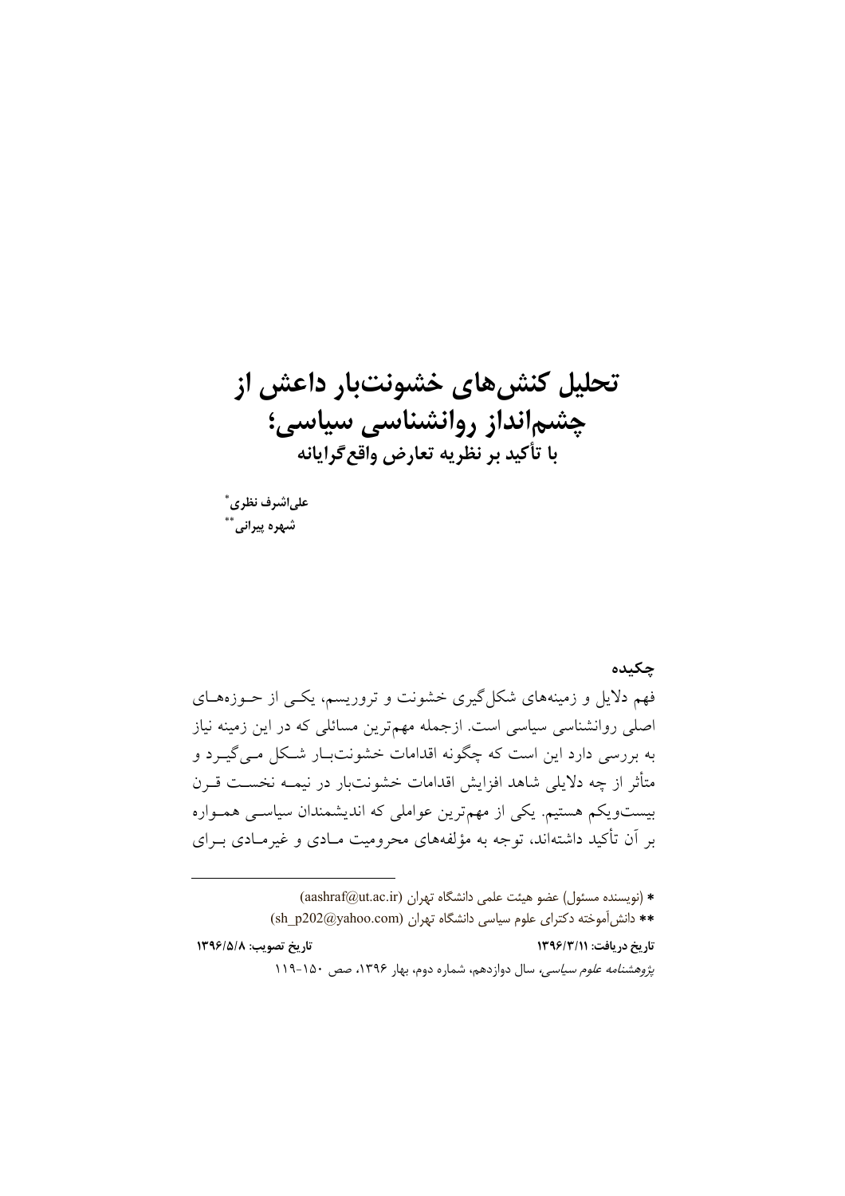# تحلیل کنش‌های خشونت‌بار داعش از چشم‌انداز روانشناسی سیاسی؛

## با تأکید بر نظریه تعارض واقع‌گرایانه

**علی‌اشرف نظری***

**شهره پیرانی****

### چکیده

فهم دلایل و زمینه‌های شکل‌گیری خشونت و تروریسم، یکی از حوزه‌های اصلی روانشناسی سیاسی است. ازجمله مهم‌ترین مسائلی که در این زمینه نیاز به بررسی دارد این است که چگونه اقدامات خشونت‌بار شکل می‌گیرد و متأثر از چه دلایلی شاهد افزایش اقدامات خشونت‌بار در نیمه نخست قرن بیست‌ویکم هستیم. یکی از مهم‌ترین عواملی که اندیشمندان سیاسی همواره بر آن تأکید داشته‌اند، توجه به مؤلفه‌های محرومیت مادی و غیرمادی برای

---

* (نویسنده مسئول) عضو هیئت علمی دانشگاه تهران (aashraf@ut.ac.ir)

** دانش‌آموخته دکترای علوم سیاسی دانشگاه تهران (sh_p202@yahoo.com)

**تاریخ دریافت: ۱۳۹۶/۳/۱۱** **تاریخ تصویب: ۱۳۹۶/۵/۸**

*پژوهشنامه علوم سیاسی*، سال دوازدهم، شماره دوم، بهار ۱۳۹۶، صص ۱۵۰-۱۱۹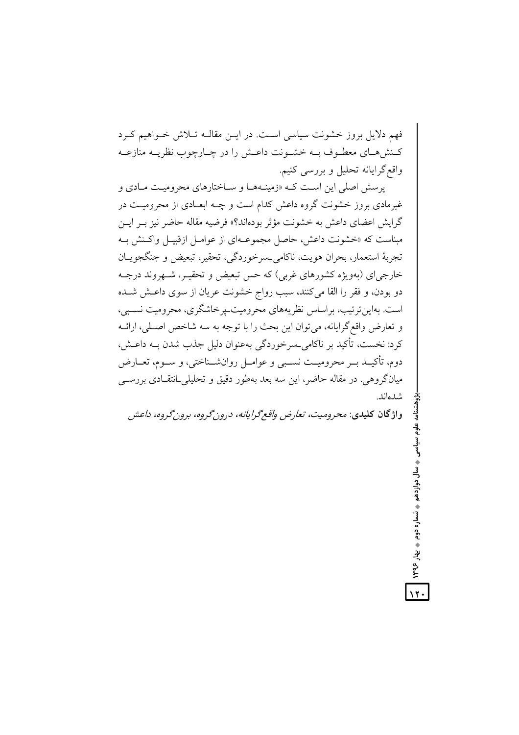فهم دلایل بروز خشونت سیاسی است. در این مقاله تلاش خواهیم کرد کنش‌های معطوف به خشونت داعش را در چارچوب نظریه منازعه واقع‌گرایانه تحلیل و بررسی کنیم.

پرسش اصلی این است که «زمینه‌ها و ساختارهای محرومیت مادی و غیرمادی بروز خشونت گروه داعش کدام است و چه ابعادی از محرومیت در گرایش اعضای داعش به خشونت مؤثر بوده‌اند؟» فرضیه مقاله حاضر نیز بر این مبناست که «خشونت داعش، حاصل مجموعه‌ای از عوامل ازقبیل واکنش به تجربهٔ استعمار، بحران هویت، ناکامی-سرخوردگی، تحقیر، تبعیض و جنگجویان خارجی‌ای (به‌ویژه کشورهای غربی) که حس تبعیض و تحقیر، شهروند درجه دو بودن، و فقر را القا می‌کنند، سبب رواج خشونت عریان از سوی داعش شده است. به‌این‌ترتیب، براساس نظریه‌های محرومیت-پرخاشگری، محرومیت نسبی، و تعارض واقع‌گرایانه، می‌توان این بحث را با توجه به سه شاخص اصلی، ارائه کرد: نخست، تأکید بر ناکامی-سرخوردگی به‌عنوان دلیل جذب شدن به داعش، دوم، تأکید بر محرومیت نسبی و عوامل روان‌شناختی، و سوم، تعارض میان‌گروهی. در مقاله حاضر، این سه بعد به‌طور دقیق و تحلیلی-انتقادی بررسی شده‌اند.

**واژگان کلیدی**: *محرومیت، تعارض واقع‌گرایانه، درون‌گروه، برون‌گروه، داعش*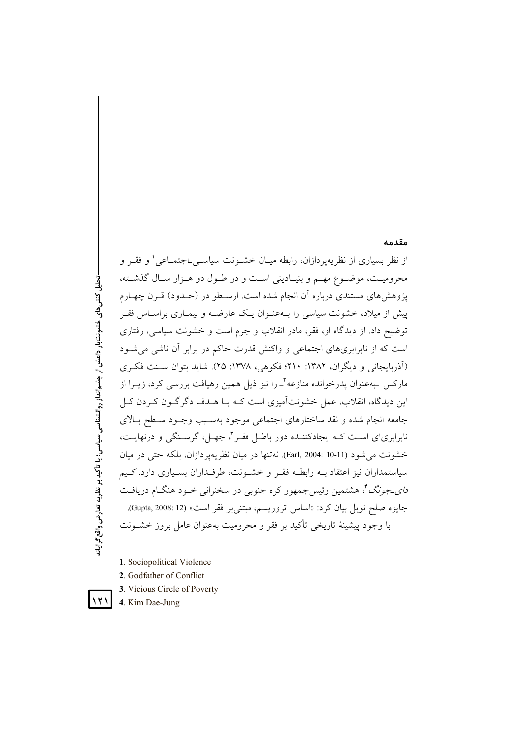## مقدمه

از نظر بسیاری از نظریه‌پردازان، رابطه میان خشونت سیاسی‌ـاجتماعی[1] و فقر و محرومیت، موضوع مهم و بنیادینی است و در طول دو هزار سال گذشته، پژوهش‌های مستندی درباره آن انجام شده است. ارسطو در (حدود) قرن چهارم پیش از میلاد، خشونت سیاسی را به‌عنوان یک عارضه و بیماری براساس فقر توضیح داد. از دیدگاه او، فقر، مادر انقلاب و جرم است و خشونت سیاسی، رفتاری است که از نابرابری‌های اجتماعی و واکنش قدرت حاکم در برابر آن ناشی می‌شود (آذربایجانی و دیگران، ۱۳۸۲: ۲۱۰؛ فکوهی، ۱۳۷۸: ۲۵). شاید بتوان سنت فکری مارکس ـبه‌عنوان پدرخوانده منازعه[2]ـ را نیز ذیل همین رهیافت بررسی کرد، زیرا از این دیدگاه، انقلاب، عمل خشونت‌آمیزی است که با هدف دگرگون کردن کل جامعه انجام شده و نقد ساختارهای اجتماعی موجود به‌سبب وجود سطح بالای نابرابری‌ای است که ایجادکننده دور باطل فقر[3]، جهل، گرسنگی و درنهایت، خشونت می‌شود (Earl, 2004: 10-11). نه‌تنها در میان نظریه‌پردازان، بلکه حتی در میان سیاستمداران نیز اعتقاد به رابطه فقر و خشونت، طرفداران بسیاری دارد. کیم *دای‌ـجونگ*[4]، هشتمین رئیس‌جمهور کره جنوبی در سخنرانی خود هنگام دریافت جایزه صلح نوبل بیان کرد: «اساس تروریسم، مبتنی‌بر فقر است» (Gupta, 2008: 12).

با وجود پیشینهٔ تاریخی تأکید بر فقر و محرومیت به‌عنوان عامل بروز خشونت

---

1. Sociopolitical Violence
2. Godfather of Conflict
3. Vicious Circle of Poverty
4. Kim Dae-Jung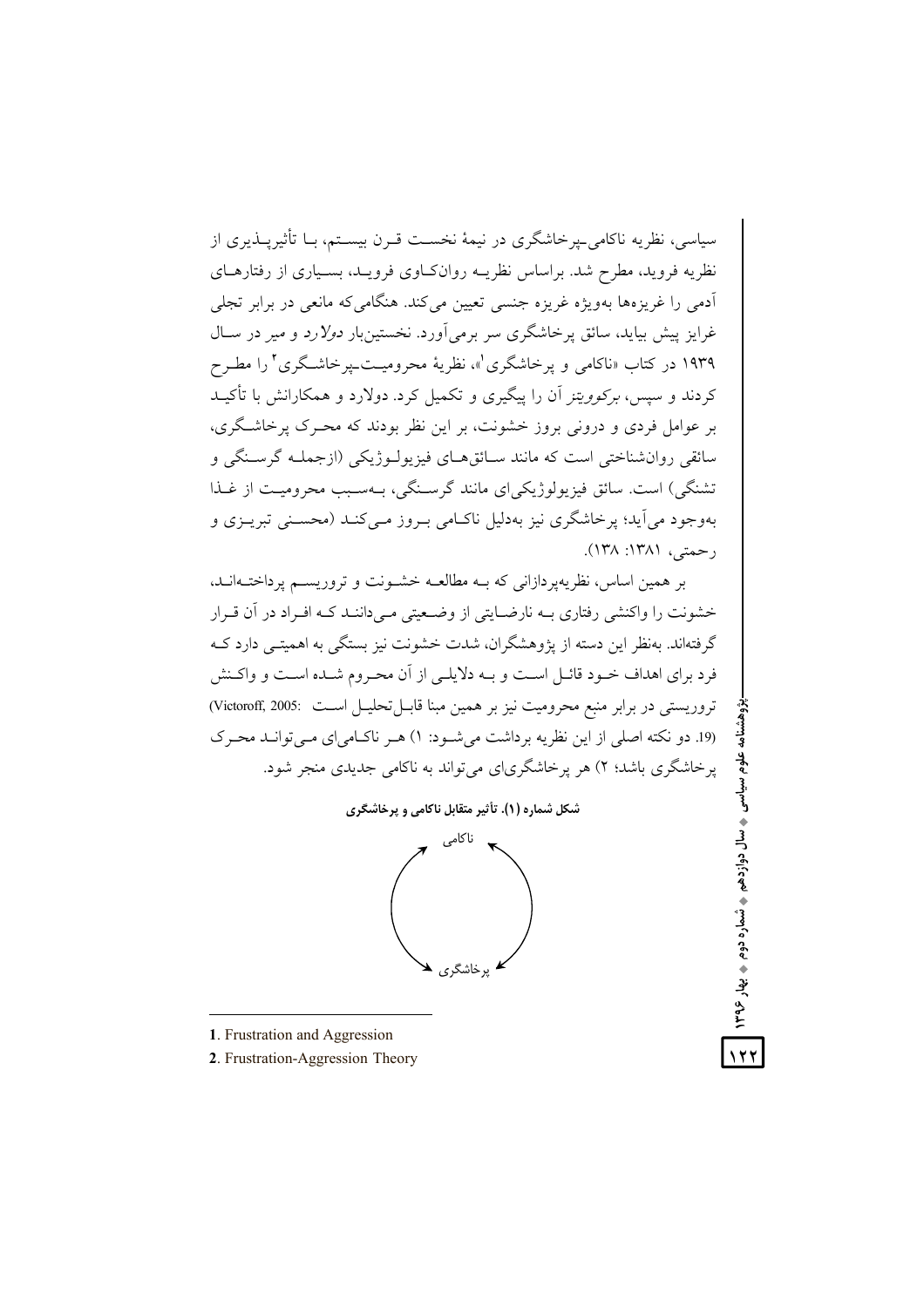سیاسی، نظریه ناکامی-پرخاشگری در نیمهٔ نخست قرن بیستم، با تأثیرپذیری از نظریه فروید، مطرح شد. براساس نظریه روانکاوی فروید، بسیاری از رفتارهای آدمی را غریزه‌ها به‌ویژه غریزه جنسی تعیین می‌کند. هنگامی‌که مانعی در برابر تجلی غرایز پیش بیاید، سائق پرخاشگری سر برمی‌آورد. نخستین‌بار *دولارد* و میر در سال ۱۹۳۹ در کتاب «ناکامی و پرخاشگری[1]»، نظریهٔ محرومیت-پرخاشگری[2] را مطرح کردند و سپس، *برکوویتز* آن را پیگیری و تکمیل کرد. دولارد و همکارانش با تأکید بر عوامل فردی و درونی بروز خشونت، بر این نظر بودند که محرک پرخاشگری، سائقی روان‌شناختی است که مانند سائق‌های فیزیولوژیکی (ازجمله گرسنگی و تشنگی) است. سائق فیزیولوژیکی‌ای مانند گرسنگی، به‌سبب محرومیت از غذا به‌وجود می‌آید؛ پرخاشگری نیز به‌دلیل ناکامی بروز می‌کند (محسنی تبریزی و رحمتی، ۱۳۸۱: ۱۳۸).

بر همین اساس، نظریه‌پردازانی که به مطالعه خشونت و تروریسم پرداخته‌اند، خشونت را واکنشی رفتاری به نارضایتی از وضعیتی می‌دانند که افراد در آن قرار گرفته‌اند. به‌نظر این دسته از پژوهشگران، شدت خشونت نیز بستگی به اهمیتی دارد که فرد برای اهداف خود قائل است و به دلایلی از آن محروم شده است و واکنش تروریستی در برابر منبع محرومیت نیز بر همین مبنا قابل‌تحلیل است (Victoroff, 2005: 19). دو نکته اصلی از این نظریه برداشت می‌شود: ۱) هر ناکامی‌ای می‌تواند محرک پرخاشگری باشد؛ ۲) هر پرخاشگری‌ای می‌تواند به ناکامی جدیدی منجر شود.

**شکل شماره (۱). تأثیر متقابل ناکامی و پرخاشگری**

ناکامی ⇄ پرخاشگری

---

1. Frustration and Aggression
2. Frustration-Aggression Theory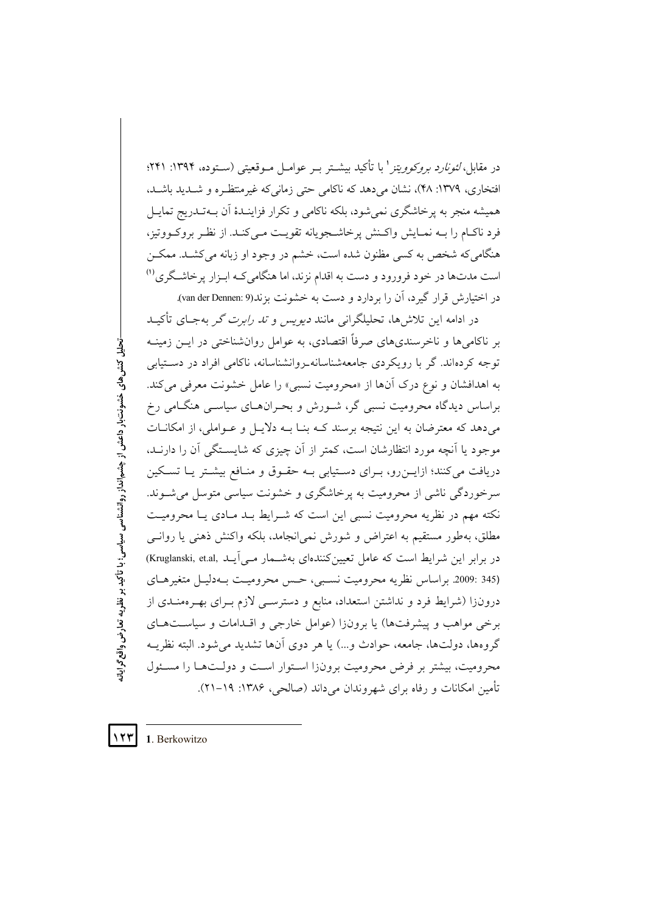در مقابل، *لئونارد بروکوویتز*[1] با تأکید بیشتر بر عوامل موقعیتی (ستوده، ۱۳۹۴: ۲۴۱؛ افتخاری، ۱۳۷۹: ۴۸)، نشان می‌دهد که ناکامی حتی زمانی‌که غیرمنتظره و شدید باشد، همیشه منجر به پرخاشگری نمی‌شود، بلکه ناکامی و تکرار فزایندهٔ آن به‌تدریج تمایل فرد ناکام را به نمایش واکنش پرخاشجویانه تقویت می‌کند. از نظر بروکوویتز، هنگامی‌که شخص به کسی مظنون شده است، خشم در وجود او زبانه می‌کشد. ممکن است مدت‌ها در خود فرورود و دست به اقدام نزند، اما هنگامی‌که ابزار پرخاشگری[(1)] در اختیارش قرار گیرد، آن را بردارد و دست به خشونت بزند(van der Dennen: 9).

در ادامه این تلاش‌ها، تحلیلگرانی مانند *دیویس* و *تد رابرت گر* به‌جای تأکید بر ناکامی‌ها و ناخرسندی‌های صرفاً اقتصادی، به عوامل روان‌شناختی در این زمینه توجه کرده‌اند. گر با رویکردی جامعه‌شناسانه-روانشناسانه، ناکامی افراد در دستیابی به اهدافشان و نوع درک آن‌ها از «محرومیت نسبی» را عامل خشونت معرفی می‌کند. براساس دیدگاه محرومیت نسبی گر، شورش و بحران‌های سیاسی هنگامی رخ می‌دهد که معترضان به این نتیجه برسند که بنا به دلایل و عواملی، از امکانات موجود یا آنچه مورد انتظارشان است، کمتر از آن چیزی که شایستگی آن را دارند، دریافت می‌کنند؛ ازاین‌رو، برای دستیابی به حقوق و منافع بیشتر یا تسکین سرخوردگی ناشی از محرومیت به پرخاشگری و خشونت سیاسی متوسل می‌شوند. نکته مهم در نظریه محرومیت نسبی این است که شرایط بد مادی یا محرومیت مطلق، به‌طور مستقیم به اعتراض و شورش نمی‌انجامد، بلکه واکنش ذهنی یا روانی در برابر این شرایط است که عامل تعیین‌کننده‌ای به‌شمار می‌آید (Kruglanski, et.al, 2009: 345). براساس نظریه محرومیت نسبی، حس محرومیت به‌دلیل متغیرهای درونزا (شرایط فرد و نداشتن استعداد، منابع و دسترسی لازم برای بهره‌مندی از برخی مواهب و پیشرفت‌ها) یا برونزا (عوامل خارجی و اقدامات و سیاست‌های گروه‌ها، دولت‌ها، جامعه، حوادث و...) یا هر دوی آن‌ها تشدید می‌شود. البته نظریه محرومیت، بیشتر بر فرض محرومیت برونزا استوار است و دولت‌ها را مسئول تأمین امکانات و رفاه برای شهروندان می‌داند (صالحی، ۱۳۸۶: ۱۹-۲۱).

---

1. Berkowitzo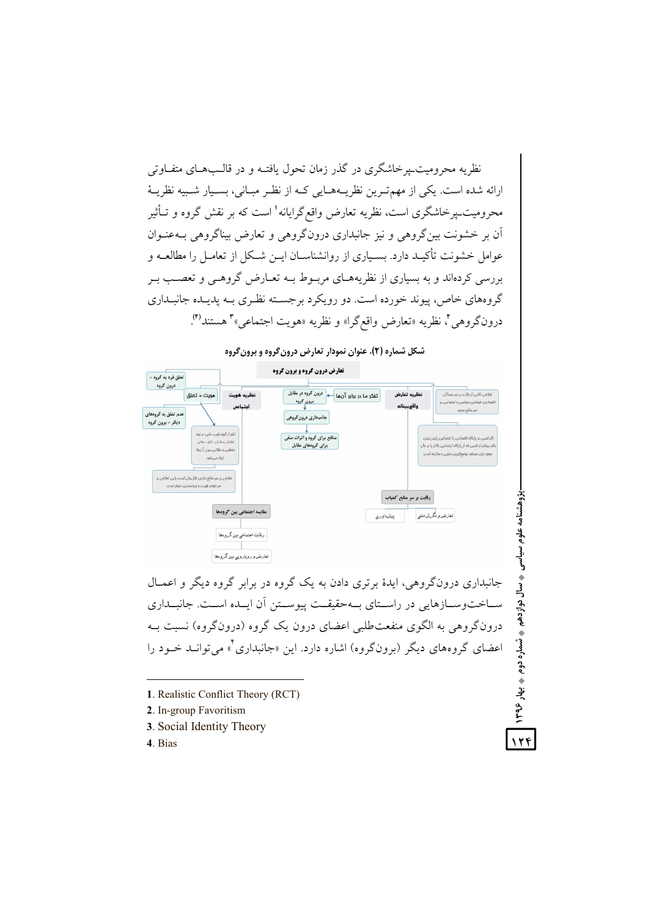نظریه محرومیت-پرخاشگری در گذر زمان تحول یافته و در قالب‌های متفاوتی ارائه شده است. یکی از مهم‌ترین نظریه‌هایی که از نظر مبانی، بسیار شبیه نظریهٔ محرومیت-پرخاشگری است، نظریه تعارض واقع‌گرایانه[1] است که بر نقش گروه و تأثیر آن بر خشونت بین‌گروهی و نیز جانبداری درون‌گروهی و تعارض بیناگروهی به‌عنوان عوامل خشونت تأکید دارد. بسیاری از روانشناسان این شکل از تعامل را مطالعه و بررسی کرده‌اند و به بسیاری از نظریه‌های مربوط به تعارض گروهی و تعصب بر گروه‌های خاص، پیوند خورده است. دو رویکرد برجسته نظری به پدیده جانبداری درون‌گروهی[2]، نظریه «تعارض واقع‌گرا» و نظریه «هویت اجتماعی»[3] هستند(۳).

شکل شماره (۲). عنوان نمودار تعارض درون‌گروه و برون‌گروه

جانبداری درون‌گروهی، ایدهٔ برتری دادن به یک گروه در برابر گروه دیگر و اعمال ساخت‌وسازهایی در راستای به‌حقیقت پیوستن آن ایده است. جانبداری درون‌گروهی به الگوی منفعت‌طلبی اعضای درون یک گروه (درون‌گروه) نسبت به اعضای گروه‌های دیگر (برون‌گروه) اشاره دارد. این «جانبداری[4]» می‌تواند خود را

---

1. Realistic Conflict Theory (RCT)
2. In-group Favoritism
3. Social Identity Theory
4. Bias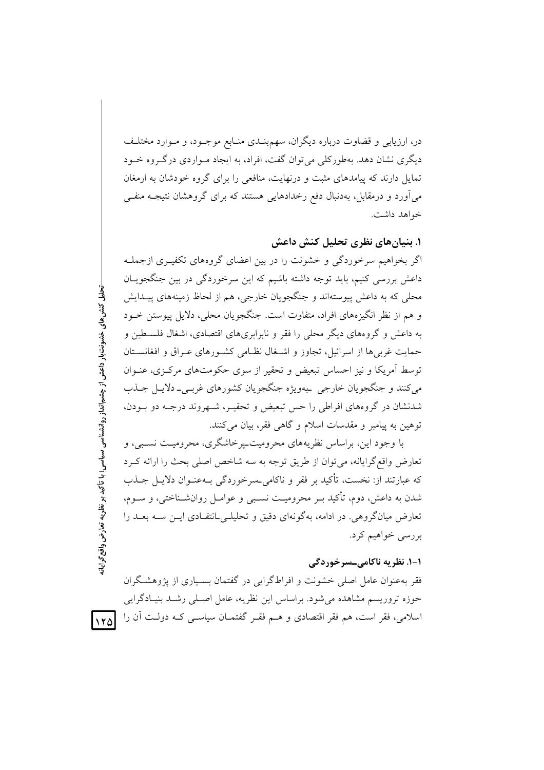در، ارزیابی و قضاوت درباره دیگران، سهم‌بندی منابع موجود، و موارد مختلف دیگری نشان دهد. به‌طورکلی می‌توان گفت، افراد، به ایجاد مواردی درگروه خود تمایل دارند که پیامدهای مثبت و درنهایت، منافعی را برای گروه خودشان به ارمغان می‌آورد و درمقابل، به‌دنبال دفع رخدادهایی هستند که برای گروهشان نتیجه منفی خواهد داشت.

### ۱. بنیان‌های نظری تحلیل کنش داعش

اگر بخواهیم سرخوردگی و خشونت را در بین اعضای گروه‌های تکفیری ازجمله داعش بررسی کنیم، باید توجه داشته باشیم که این سرخوردگی در بین جنگجویان محلی که به داعش پیوسته‌اند و جنگجویان خارجی، هم از لحاظ زمینه‌های پیدایش و هم از نظر انگیزه‌های افراد، متفاوت است. جنگجویان محلی، دلایل پیوستن خود به داعش و گروه‌های دیگر محلی را فقر و نابرابری‌های اقتصادی، اشغال فلسطین و حمایت غربی‌ها از اسرائیل، تجاوز و اشغال نظامی کشورهای عراق و افغانستان توسط آمریکا و نیز احساس تبعیض و تحقیر از سوی حکومت‌های مرکزی، عنوان می‌کنند و جنگجویان خارجی -به‌ویژه جنگجویان کشورهای غربی- دلایل جذب شدنشان در گروه‌های افراطی را حس تبعیض و تحقیر، شهروند درجه دو بودن، توهین به پیامبر و مقدسات اسلام و گاهی فقر، بیان می‌کنند.

با وجود این، براساس نظریه‌های محرومیت-پرخاشگری، محرومیت نسبی، و تعارض واقع‌گرایانه، می‌توان از طریق توجه به سه شاخص اصلی بحث را ارائه کرد که عبارتند از: نخست، تأکید بر فقر و ناکامی-سرخوردگی به‌عنوان دلایل جذب شدن به داعش، دوم، تأکید بر محرومیت نسبی و عوامل روان‌شناختی، و سوم، تعارض میان‌گروهی. در ادامه، به‌گونه‌ای دقیق و تحلیلی-انتقادی این سه بعد را بررسی خواهیم کرد.

#### ۱-۱. نظریه ناکامی-سرخوردگی

فقر به‌عنوان عامل اصلی خشونت و افراط‌گرایی در گفتمان بسیاری از پژوهشگران حوزه تروریسم مشاهده می‌شود. براساس این نظریه، عامل اصلی رشد بنیادگرایی اسلامی، فقر است، هم فقر اقتصادی و هم فقر گفتمان سیاسی که دولت آن را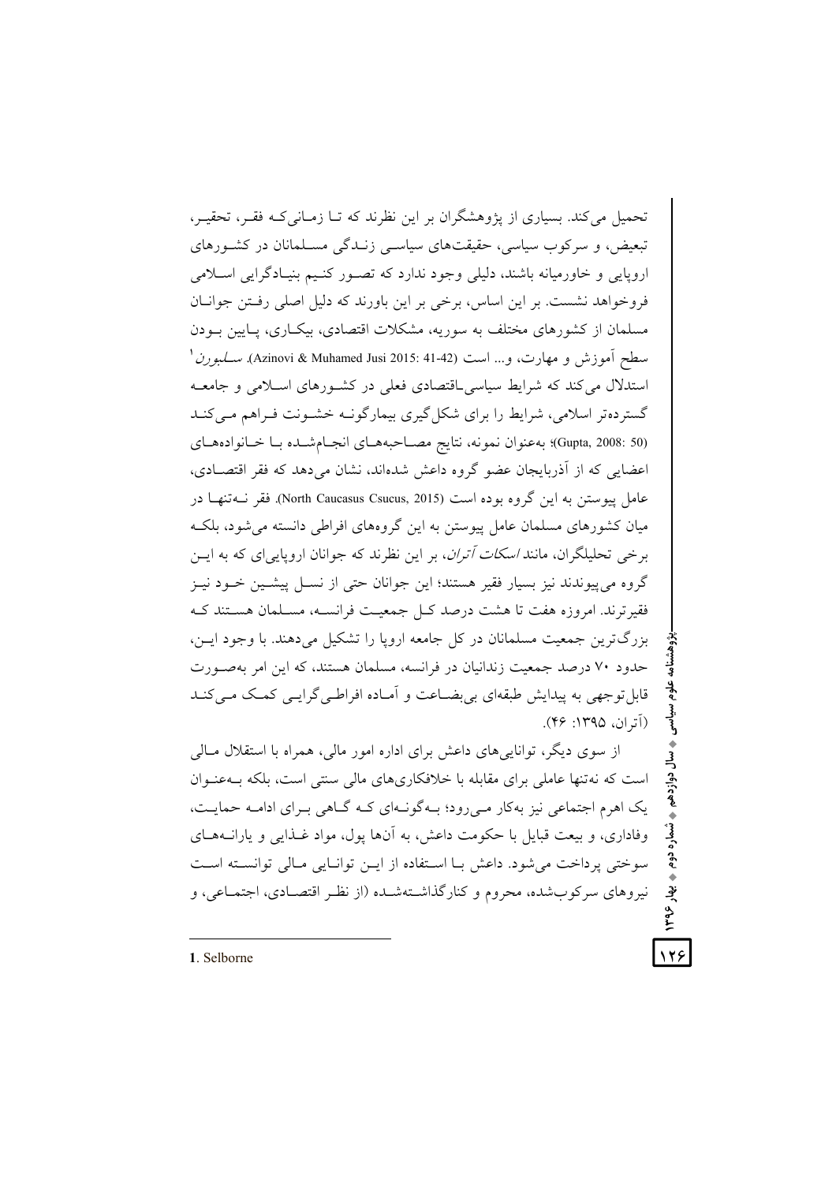تحمیل می‌کند. بسیاری از پژوهشگران بر این نظرند که تا زمانی‌که فقر، تحقیر، تبعیض، و سرکوب سیاسی، حقیقت‌های سیاسی زندگی مسلمانان در کشورهای اروپایی و خاورمیانه باشند، دلیلی وجود ندارد که تصور کنیم بنیادگرایی اسلامی فروخواهد نشست. بر این اساس، برخی بر این باورند که دلیل اصلی رفتن جوانان مسلمان از کشورهای مختلف به سوریه، مشکلات اقتصادی، بیکاری، پایین بودن سطح آموزش و مهارت، و... است (Azinovi & Muhamed Jusi 2015: 41-42). *سلبورن*[1] استدلال می‌کند که شرایط سیاسی-اقتصادی فعلی در کشورهای اسلامی و جامعه گسترده‌تر اسلامی، شرایط را برای شکل‌گیری بیمارگونه خشونت فراهم می‌کند (Gupta, 2008: 50)؛ به‌عنوان نمونه، نتایج مصاحبه‌های انجام‌شده با خانواده‌های اعضایی که از آذربایجان عضو گروه داعش شده‌اند، نشان می‌دهد که فقر اقتصادی، عامل پیوستن به این گروه بوده است (North Caucasus Csucus, 2015). فقر نه‌تنها در میان کشورهای مسلمان عامل پیوستن به این گروه‌های افراطی دانسته می‌شود، بلکه برخی تحلیلگران، مانند *اسکات آتران*، بر این نظرند که جوانان اروپایی‌ای که به این گروه می‌پیوندند نیز بسیار فقیر هستند؛ این جوانان حتی از نسل پیشین خود نیز فقیرترند. امروزه هفت تا هشت درصد کل جمعیت فرانسه، مسلمان هستند که بزرگ‌ترین جمعیت مسلمانان در کل جامعه اروپا را تشکیل می‌دهند. با وجود این، حدود ۷۰ درصد جمعیت زندانیان در فرانسه، مسلمان هستند، که این امر به‌صورت قابل‌توجهی به پیدایش طبقه‌ای بی‌بضاعت و آماده افراطی‌گرایی کمک می‌کند (آتران، ۱۳۹۵: ۴۶).

از سوی دیگر، توانایی‌های داعش برای اداره امور مالی، همراه با استقلال مالی است که نه‌تنها عاملی برای مقابله با خلافکاری‌های مالی سنتی است، بلکه به‌عنوان یک اهرم اجتماعی نیز به‌کار می‌رود؛ به‌گونه‌ای که گاهی برای ادامه حمایت، وفاداری، و بیعت قبایل با حکومت داعش، به آن‌ها پول، مواد غذایی و یارانه‌های سوختی پرداخت می‌شود. داعش با استفاده از این توانایی مالی توانسته است نیروهای سرکوب‌شده، محروم و کنارگذاشته‌شده (از نظر اقتصادی، اجتماعی، و

---

1. Selborne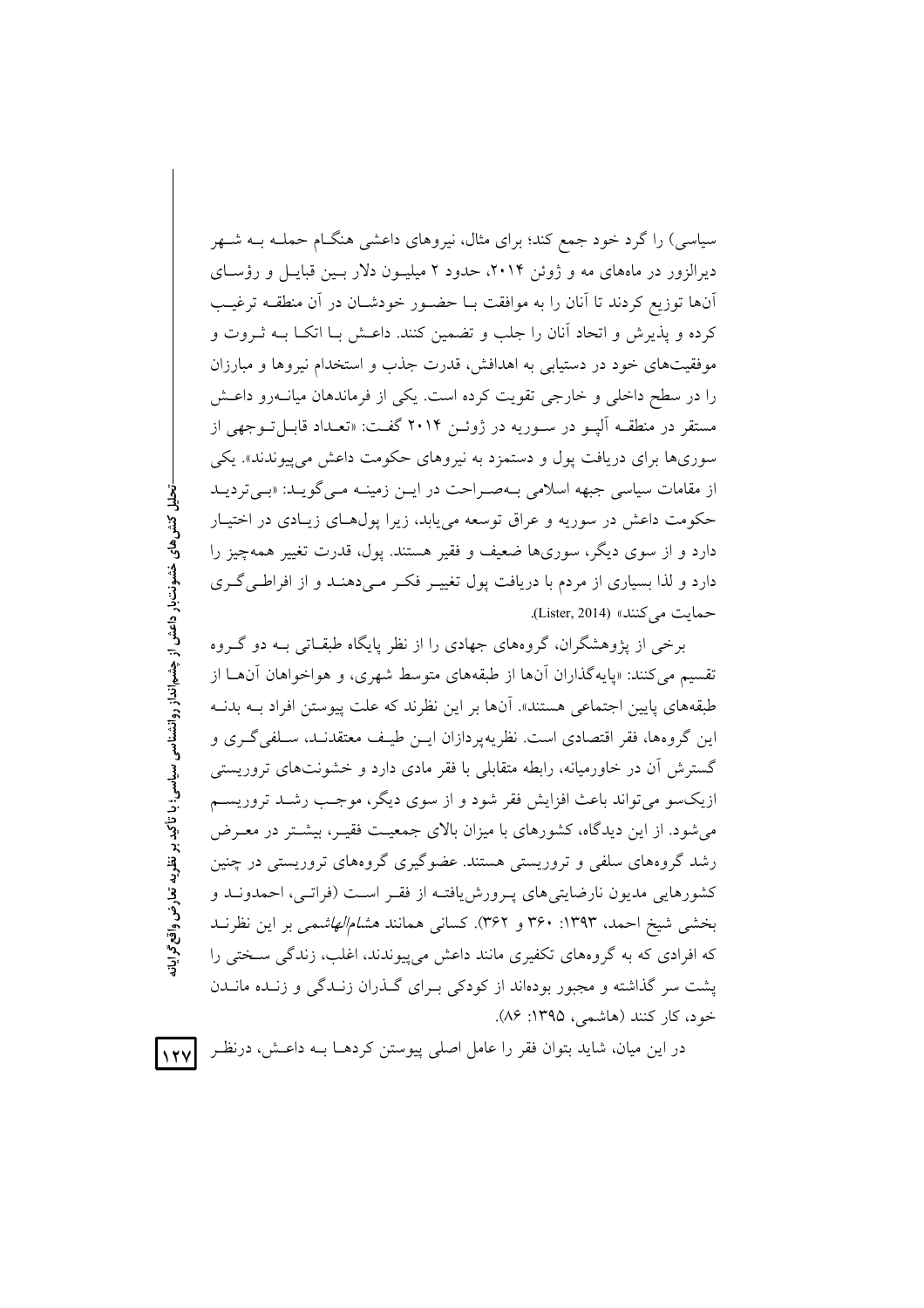سیاسی) را گرد خود جمع کند؛ برای مثال، نیروهای داعشی هنگام حمله به شهر دیرالزور در ماه‌های مه و ژوئن ۲۰۱۴، حدود ۲ میلیون دلار بین قبایل و رؤسای آن‌ها توزیع کردند تا آنان را به موافقت با حضور خودشان در آن منطقه ترغیب کرده و پذیرش و اتحاد آنان را جلب و تضمین کنند. داعش با اتکا به ثروت و موفقیت‌های خود در دستیابی به اهدافش، قدرت جذب و استخدام نیروها و مبارزان را در سطح داخلی و خارجی تقویت کرده است. یکی از فرماندهان میانه‌رو داعش مستقر در منطقه آلپو در سوریه در ژوئن ۲۰۱۴ گفت: «تعداد قابل‌توجهی از سوری‌ها برای دریافت پول و دستمزد به نیروهای حکومت داعش می‌پیوندند». یکی از مقامات سیاسی جبهه اسلامی به‌صراحت در این زمینه می‌گوید: «بی‌تردید حکومت داعش در سوریه و عراق توسعه می‌یابد، زیرا پول‌های زیادی در اختیار دارد و از سوی دیگر، سوری‌ها ضعیف و فقیر هستند. پول، قدرت تغییر همه‌چیز را دارد و لذا بسیاری از مردم با دریافت پول تغییر فکر می‌دهند و از افراطی‌گری حمایت می‌کنند» (Lister, 2014).

برخی از پژوهشگران، گروه‌های جهادی را از نظر پایگاه طبقاتی به دو گروه تقسیم می‌کنند: «پایه‌گذاران آن‌ها از طبقه‌های متوسط شهری، و هواخواهان آن‌ها از طبقه‌های پایین اجتماعی هستند». آن‌ها بر این نظرند که علت پیوستن افراد به بدنه این گروه‌ها، فقر اقتصادی است. نظریه‌پردازان این طیف معتقدند، سلفی‌گری و گسترش آن در خاورمیانه، رابطه متقابلی با فقر مادی دارد و خشونت‌های تروریستی ازیک‌سو می‌تواند باعث افزایش فقر شود و از سوی دیگر، موجب رشد تروریسم می‌شود. از این دیدگاه، کشورهای با میزان بالای جمعیت فقیر، بیشتر در معرض رشد گروه‌های سلفی و تروریستی هستند. عضوگیری گروه‌های تروریستی در چنین کشورهایی مدیون نارضایتی‌های پرورش‌یافته از فقر است (فراتی، احمدوند و بخشی شیخ احمد، ۱۳۹۳: ۳۶۰ و ۳۶۲). کسانی همانند *هشام‌الهاشمی* بر این نظرند که افرادی که به گروه‌های تکفیری مانند داعش می‌پیوندند، اغلب، زندگی سختی را پشت سر گذاشته و مجبور بوده‌اند از کودکی برای گذران زندگی و زنده ماندن خود، کار کنند (هاشمی، ۱۳۹۵: ۸۶).

در این میان، شاید بتوان فقر را عامل اصلی پیوستن کردها به داعش، درنظر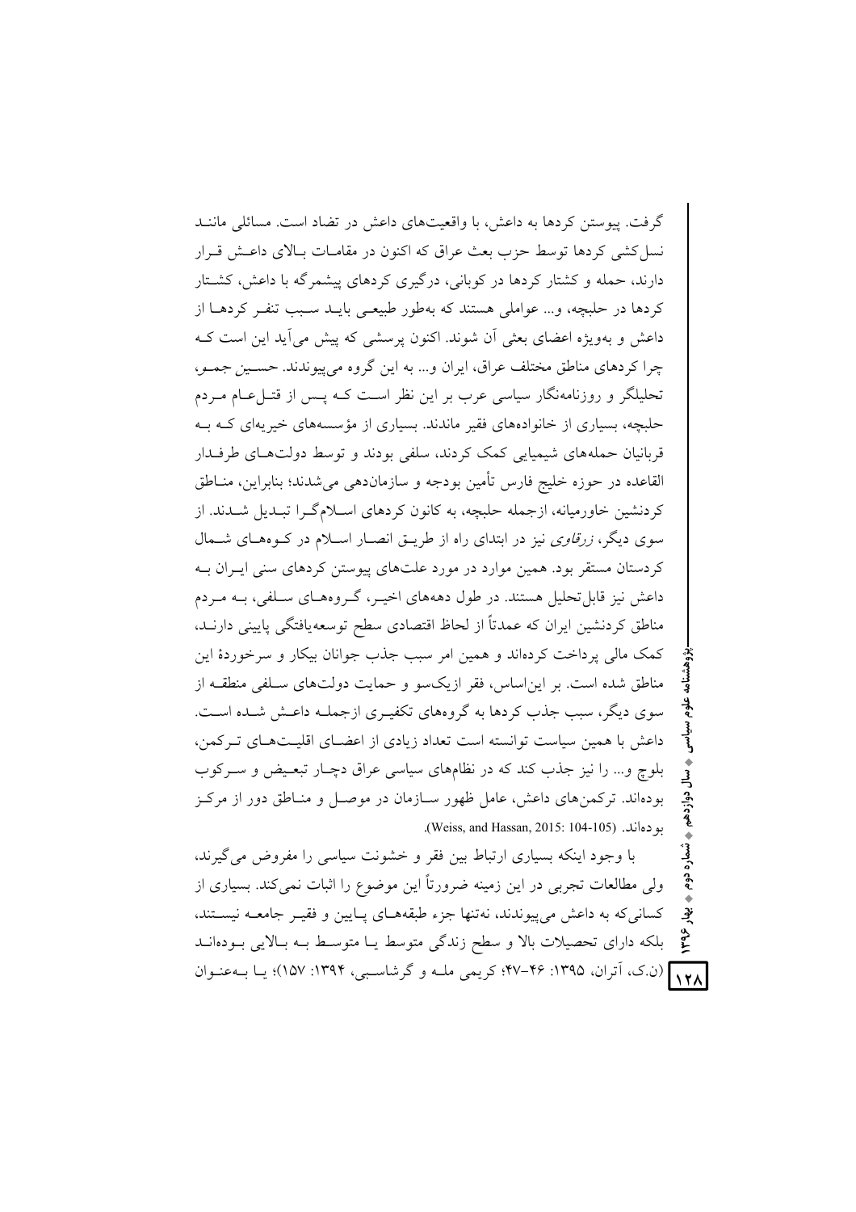گرفت. پیوستن کردها به داعش، با واقعیت‌های داعش در تضاد است. مسائلی مانند نسل‌کشی کردها توسط حزب بعث عراق که اکنون در مقامات بالای داعش قرار دارند، حمله و کشتار کردها در کوبانی، درگیری کردهای پیشمرگه با داعش، کشتار کردها در حلبچه، و... عواملی هستند که به‌طور طبیعی باید سبب تنفر کردها از داعش و به‌ویژه اعضای بعثی آن شوند. اکنون پرسشی که پیش می‌آید این است که چرا کردهای مناطق مختلف عراق، ایران و... به این گروه می‌پیوندند. حسین جمو، تحلیلگر و روزنامه‌نگار سیاسی عرب بر این نظر است که پس از قتل‌عام مردم حلبچه، بسیاری از خانواده‌های فقیر ماندند. بسیاری از مؤسسه‌های خیریه‌ای که به قربانیان حمله‌های شیمیایی کمک کردند، سلفی بودند و توسط دولت‌های طرفدار القاعده در حوزه خلیج فارس تأمین بودجه و سازماندهی می‌شدند؛ بنابراین، مناطق کردنشین خاورمیانه، ازجمله حلبچه، به کانون کردهای اسلام‌گرا تبدیل شدند. از سوی دیگر، *زرقاوی* نیز در ابتدای راه از طریق انصار اسلام در کوه‌های شمال کردستان مستقر بود. همین موارد در مورد علت‌های پیوستن کردهای سنی ایران به داعش نیز قابل‌تحلیل هستند. در طول دهه‌های اخیر، گروه‌های سلفی، به مردم مناطق کردنشین ایران که عمدتاً از لحاظ اقتصادی سطح توسعه‌یافتگی پایینی دارند، کمک مالی پرداخت کرده‌اند و همین امر سبب جذب جوانان بیکار و سرخوردهٔ این مناطق شده است. بر این‌اساس، فقر ازیک‌سو و حمایت دولت‌های سلفی منطقه از سوی دیگر، سبب جذب کردها به گروه‌های تکفیری ازجمله داعش شده است. داعش با همین سیاست توانسته است تعداد زیادی از اعضای اقلیت‌های ترکمن، بلوچ و... را نیز جذب کند که در نظام‌های سیاسی عراق دچار تبعیض و سرکوب بوده‌اند. ترکمن‌های داعش، عامل ظهور سازمان در موصل و مناطق دور از مرکز بوده‌اند. (Weiss, and Hassan, 2015: 104-105).

با وجود اینکه بسیاری ارتباط بین فقر و خشونت سیاسی را مفروض می‌گیرند، ولی مطالعات تجربی در این زمینه ضرورتاً این موضوع را اثبات نمی‌کند. بسیاری از کسانی‌که به داعش می‌پیوندند، نه‌تنها جزء طبقه‌های پایین و فقیر جامعه نیستند، بلکه دارای تحصیلات بالا و سطح زندگی متوسط یا متوسط به بالایی بوده‌اند (ن.ک، آتران، ۱۳۹۵: ۴۶-۴۷؛ کریمی مله و گرشاسبی، ۱۳۹۴: ۱۵۷)؛ یا به‌عنوان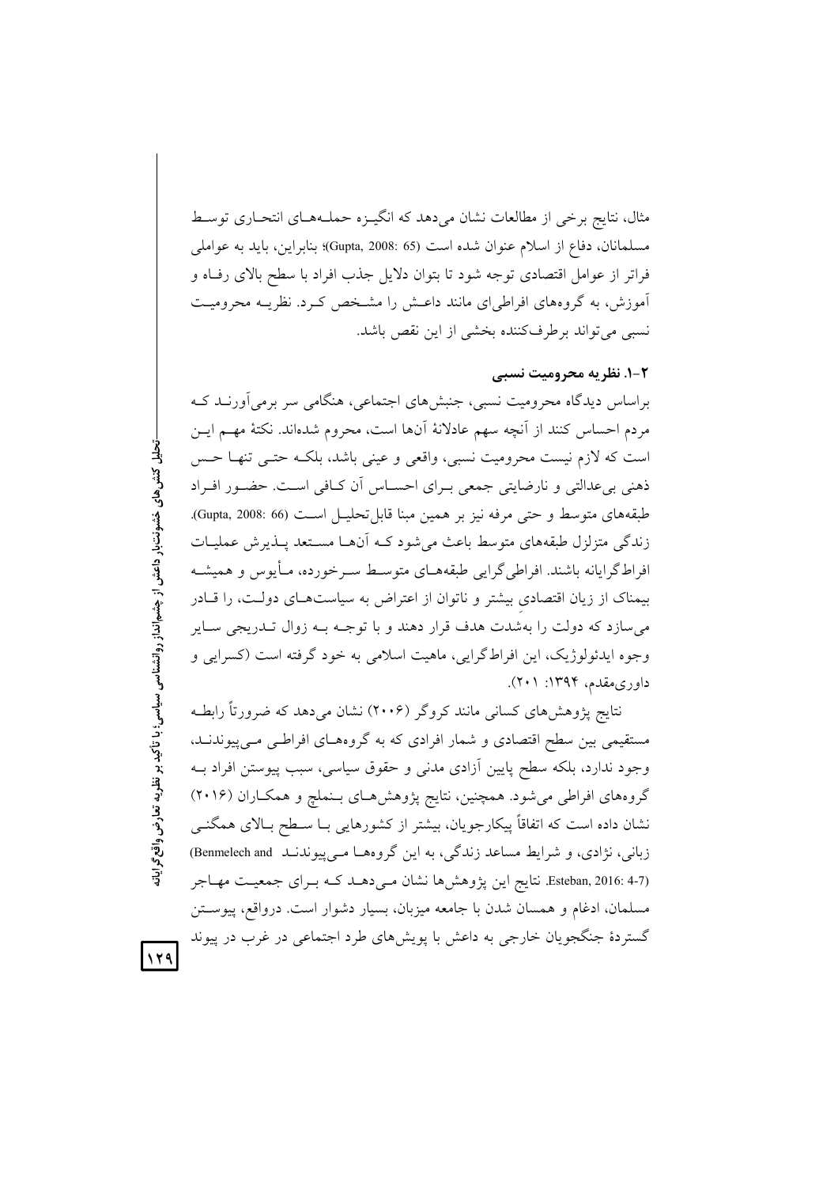مثال، نتایج برخی از مطالعات نشان می‌دهد که انگیزه حمله‌های انتحاری توسط مسلمانان، دفاع از اسلام عنوان شده است (Gupta, 2008: 65)؛ بنابراین، باید به عواملی فراتر از عوامل اقتصادی توجه شود تا بتوان دلایل جذب افراد با سطح بالای رفاه و آموزش، به گروه‌های افراطی‌ای مانند داعش را مشخص کرد. نظریه محرومیت نسبی می‌تواند برطرف‌کننده بخشی از این نقص باشد.

### ۲-۱. نظریه محرومیت نسبی

براساس دیدگاه محرومیت نسبی، جنبش‌های اجتماعی، هنگامی سر برمی‌آورند که مردم احساس کنند از آنچه سهم عادلانهٔ آن‌ها است، محروم شده‌اند. نکتهٔ مهم این است که لازم نیست محرومیت نسبی، واقعی و عینی باشد، بلکه حتی تنها حس ذهنی بی‌عدالتی و نارضایتی جمعی برای احساس آن کافی است. حضور افراد طبقه‌های متوسط و حتی مرفه نیز بر همین مبنا قابل‌تحلیل است (Gupta, 2008: 66). زندگی متزلزل طبقه‌های متوسط باعث می‌شود که آن‌ها مستعد پذیرش عملیات افراط‌گرایانه باشند. افراطی‌گرایی طبقه‌های متوسط سرخورده، مأیوس و همیشه بیمناک از زیان اقتصادی بیشتر و ناتوان از اعتراض به سیاست‌های دولت، را قادر می‌سازد که دولت را به‌شدت هدف قرار دهند و با توجه به زوال تدریجی سایر وجوه ایدئولوژیک، این افراط‌گرایی، ماهیت اسلامی به خود گرفته است (کسرایی و داوری‌مقدم، ۱۳۹۴: ۲۰۱).

نتایج پژوهش‌های کسانی مانند کروگر (۲۰۰۶) نشان می‌دهد که ضرورتاً رابطه مستقیمی بین سطح اقتصادی و شمار افرادی که به گروه‌های افراطی می‌پیوندند، وجود ندارد، بلکه سطح پایین آزادی مدنی و حقوق سیاسی، سبب پیوستن افراد به گروه‌های افراطی می‌شود. همچنین، نتایج پژوهش‌های بنملچ و همکاران (۲۰۱۶) نشان داده است که اتفاقاً پیکارجویان، بیشتر از کشورهایی با سطح بالای همگنی زبانی، نژادی، و شرایط مساعد زندگی، به این گروه‌ها می‌پیوندند (Benmelech and Esteban, 2016: 4-7). نتایج این پژوهش‌ها نشان می‌دهد که برای جمعیت مهاجر مسلمان، ادغام و همسان شدن با جامعه میزبان، بسیار دشوار است. درواقع، پیوستن گستردهٔ جنگجویان خارجی به داعش با پویش‌های طرد اجتماعی در غرب در پیوند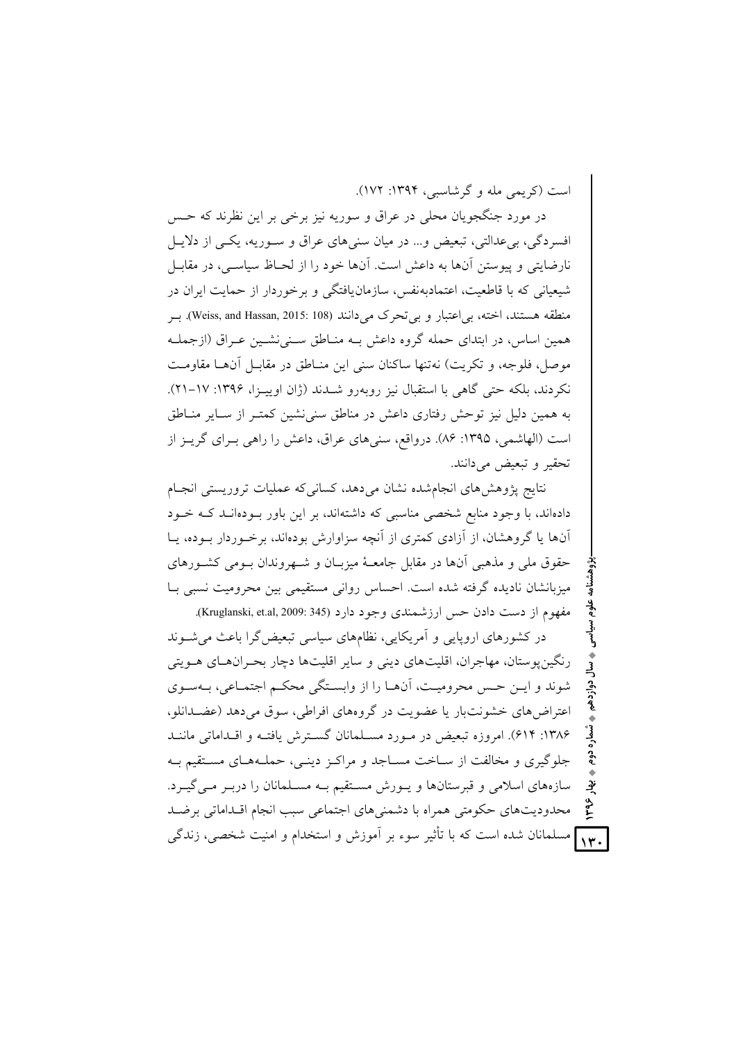است (کریمی مله و گرشاسبی، ۱۳۹۴: ۱۷۲).

در مورد جنگجویان محلی در عراق و سوریه نیز برخی بر این نظرند که حس افسردگی، بی‌عدالتی، تبعیض و... در میان سنی‌های عراق و سوریه، یکی از دلایل نارضایتی و پیوستن آن‌ها به داعش است. آن‌ها خود را از لحاظ سیاسی، در مقابل شیعیانی که با قاطعیت، اعتمادبه‌نفس، سازمان‌یافتگی و برخوردار از حمایت ایران در منطقه هستند، اخته، بی‌اعتبار و بی‌تحرک می‌دانند (Weiss, and Hassan, 2015: 108). بر همین اساس، در ابتدای حمله گروه داعش به مناطق سنی‌نشین عراق (ازجمله موصل، فلوجه، و تکریت) نه‌تنها ساکنان سنی این مناطق در مقابل آن‌ها مقاومت نکردند، بلکه حتی گاهی با استقبال نیز روبه‌رو شدند (ژان اوبیزا، ۱۳۹۶: ۱۷–۲۱). به همین دلیل نیز توحش رفتاری داعش در مناطق سنی‌نشین کمتر از سایر مناطق است (الهاشمی، ۱۳۹۵: ۸۶). درواقع، سنی‌های عراق، داعش را راهی برای گریز از تحقیر و تبعیض می‌دانند.

نتایج پژوهش‌های انجام‌شده نشان می‌دهد، کسانی‌که عملیات تروریستی انجام داده‌اند، با وجود منابع شخصی مناسبی که داشته‌اند، بر این باور بوده‌اند که خود آن‌ها یا گروهشان، از آزادی کمتری از آنچه سزاوارش بوده‌اند، برخوردار بوده، یا حقوق ملی و مذهبی آن‌ها در مقابل جامعهٔ میزبان و شهروندان بومی کشورهای میزبانشان نادیده گرفته شده است. احساس روانی مستقیمی بین محرومیت نسبی با مفهوم از دست دادن حس ارزشمندی وجود دارد (Kruglanski, et.al, 2009: 345).

در کشورهای اروپایی و آمریکایی، نظام‌های سیاسی تبعیض‌گرا باعث می‌شوند رنگین‌پوستان، مهاجران، اقلیت‌های دینی و سایر اقلیت‌ها دچار بحران‌های هویتی شوند و این حس محرومیت، آن‌ها را از وابستگی محکم اجتماعی، به‌سوی اعتراض‌های خشونت‌بار یا عضویت در گروه‌های افراطی، سوق می‌دهد (عضدانلو، ۱۳۸۶: ۶۱۴). امروزه تبعیض در مورد مسلمانان گسترش یافته و اقداماتی مانند جلوگیری و مخالفت از ساخت مساجد و مراکز دینی، حمله‌های مستقیم به سازه‌های اسلامی و قبرستان‌ها و یورش مستقیم به مسلمانان را دربر می‌گیرد. محدودیت‌های حکومتی همراه با دشمنی‌های اجتماعی سبب انجام اقداماتی برضد مسلمانان شده است که با تأثیر سوء بر آموزش و استخدام و امنیت شخصی، زندگی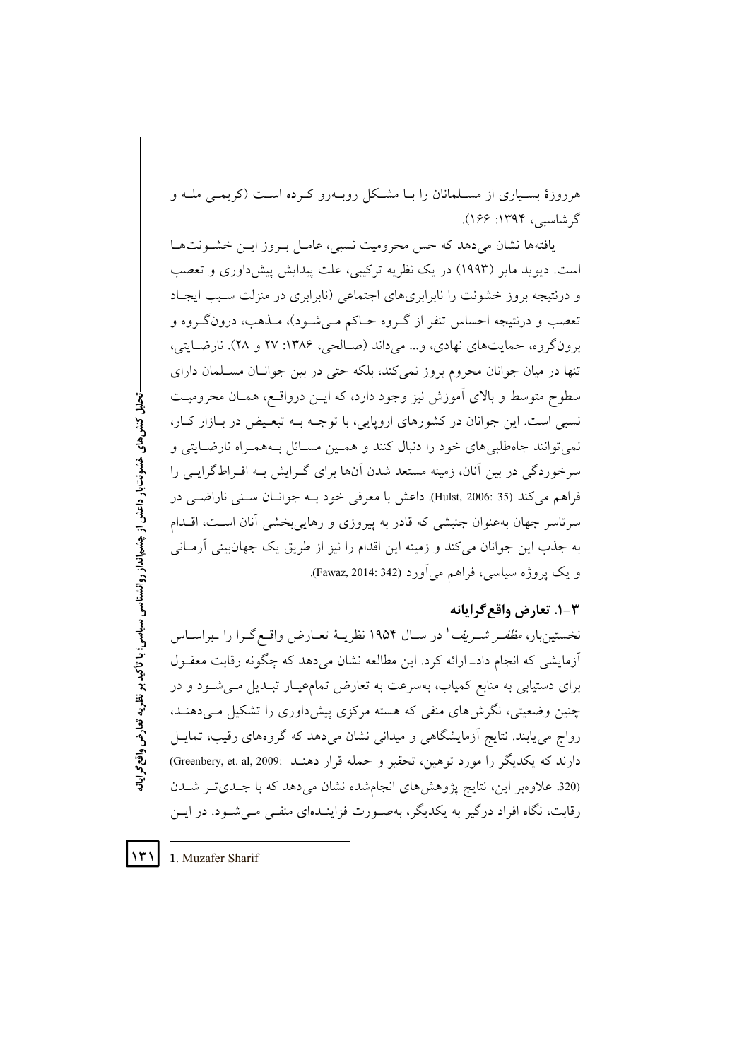هرروزهٔ بسیاری از مسلمانان را با مشکل روبه‌رو کرده است (کریمی مله و گرشاسبی، ۱۳۹۴: ۱۶۶).

یافته‌ها نشان می‌دهد که حس محرومیت نسبی، عامل بروز این خشونت‌ها است. دیوید مایر (۱۹۹۳) در یک نظریه ترکیبی، علت پیدایش پیش‌داوری و تعصب و درنتیجه بروز خشونت را نابرابری‌های اجتماعی (نابرابری در منزلت سبب ایجاد تعصب و درنتیجه احساس تنفر از گروه حاکم می‌شود)، مذهب، درون‌گروه و برون‌گروه، حمایت‌های نهادی، و... می‌داند (صالحی، ۱۳۸۶: ۲۷ و ۲۸). نارضایتی، تنها در میان جوانان محروم بروز نمی‌کند، بلکه حتی در بین جوانان مسلمان دارای سطوح متوسط و بالای آموزش نیز وجود دارد، که این درواقع، همان محرومیت نسبی است. این جوانان در کشورهای اروپایی، با توجه به تبعیض در بازار کار، نمی‌توانند جاه‌طلبی‌های خود را دنبال کنند و همین مسائل به‌همراه نارضایتی و سرخوردگی در بین آنان، زمینه مستعد شدن آن‌ها برای گرایش به افراط‌گرایی را فراهم می‌کند (Hulst, 2006: 35). داعش با معرفی خود به جوانان سنی ناراضی در سرتاسر جهان به‌عنوان جنبشی که قادر به پیروزی و رهایی‌بخشی آنان است، اقدام به جذب این جوانان می‌کند و زمینه این اقدام را نیز از طریق یک جهان‌بینی آرمانی و یک پروژه سیاسی، فراهم می‌آورد (Fawaz, 2014: 342).

### ۳-۱. تعارض واقع‌گرایانه

نخستین‌بار، *مظفر شریف*[1] در سال ۱۹۵۴ نظریهٔ تعارض واقع‌گرا را براساس آزمایشی که انجام داد\_ ارائه کرد. این مطالعه نشان می‌دهد که چگونه رقابت معقول برای دستیابی به منابع کمیاب، به‌سرعت به تعارض تمام‌عیار تبدیل می‌شود و در چنین وضعیتی، نگرش‌های منفی که هسته مرکزی پیش‌داوری را تشکیل می‌دهند، رواج می‌یابند. نتایج آزمایشگاهی و میدانی نشان می‌دهد که گروه‌های رقیب، تمایل دارند که یکدیگر را مورد توهین، تحقیر و حمله قرار دهند (Greenbery, et. al, 2009: 320). علاوه‌بر این، نتایج پژوهش‌های انجام‌شده نشان می‌دهد که با جدی‌تر شدن رقابت، نگاه افراد درگیر به یکدیگر، به‌صورت فزاینده‌ای منفی می‌شود. در این

---

1. Muzafer Sharif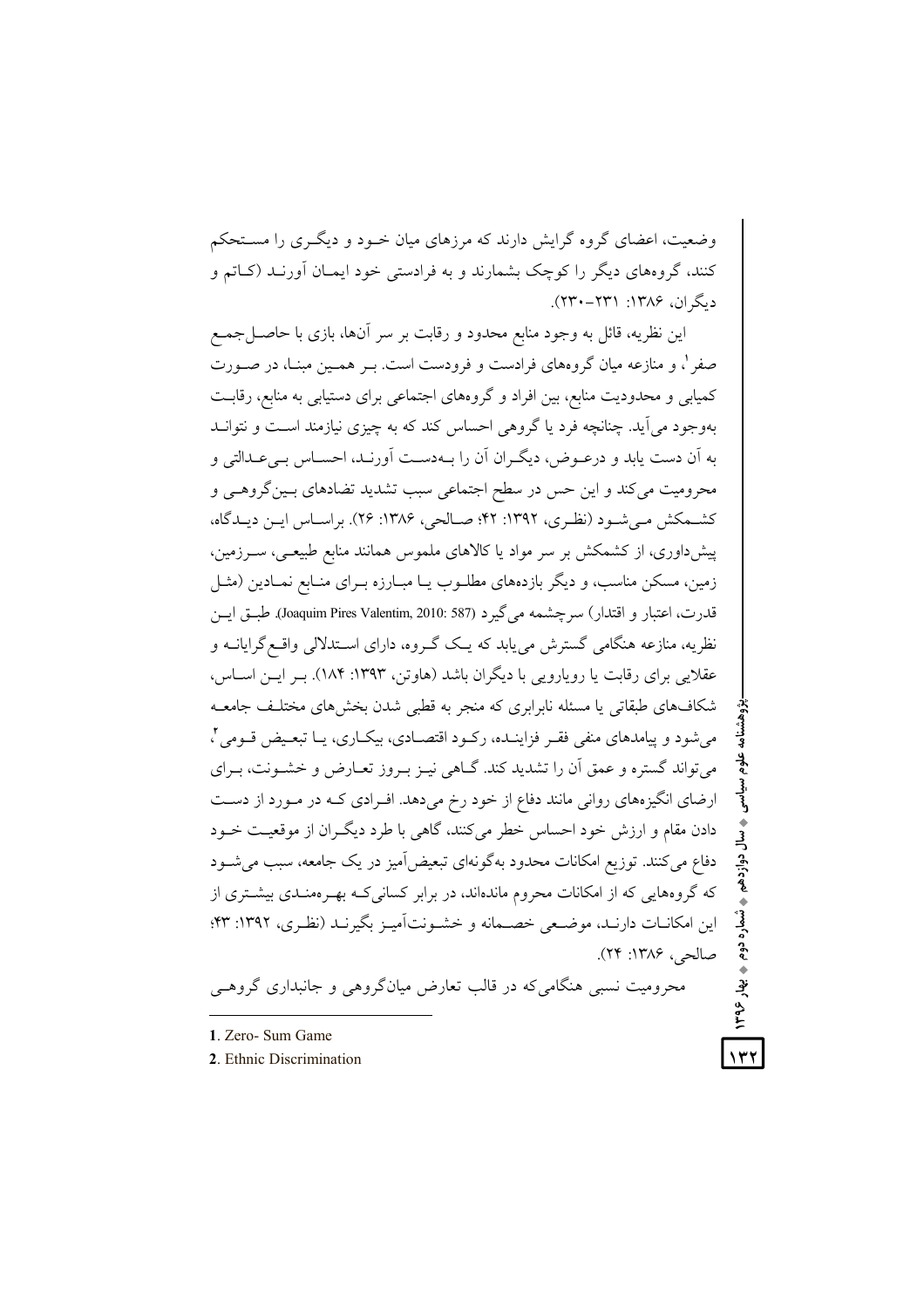وضعیت، اعضای گروه گرایش دارند که مرزهای میان خـود و دیگـری را مسـتحکم کنند، گروه‌های دیگر را کوچک بشمارند و به فرادستی خود ایمـان آورنـد (کـاتم و دیگران، ۱۳۸۶: ۲۳۱-۲۳۰).

این نظریه، قائل به وجود منابع محدود و رقابت بر سر آن‌ها، بازی با حاصل‌جمـع صفر[1]، و منازعه میان گروه‌های فرادست و فرودست است. بـر همـین مبنـا، در صـورت کمیابی و محدودیت منابع، بین افراد و گروه‌های اجتماعی برای دستیابی به منابع، رقابـت به‌وجود می‌آید. چنانچه فرد یا گروهی احساس کند که به چیزی نیازمند اسـت و نتوانـد به آن دست یابد و درعـوض، دیگـران آن را بـه‌دسـت آورنـد، احسـاس بـی‌عـدالتی و محرومیت می‌کند و این حس در سطح اجتماعی سبب تشدید تضادهای بـین‌گروهـی و کشـمکش مـی‌شـود (نظـری، ۱۳۹۲: ۴۲؛ صـالحی، ۱۳۸۶: ۲۶). براسـاس ایـن دیـدگاه، پیش‌داوری، از کشمکش بر سر مواد یا کالاهای ملموس همانند منابع طبیعـی، سـرزمین، زمین، مسکن مناسب، و دیگر بازده‌های مطلـوب یـا مبـارزه بـرای منـابع نمـادین (مثـل قدرت، اعتبار و اقتدار) سرچشمه می‌گیرد (Joaquim Pires Valentim, 2010: 587). طبـق ایـن نظریه، منازعه هنگامی گسترش می‌یابد که یـک گـروه، دارای اسـتدلالی واقـع‌گرایانـه و عقلایی برای رقابت یا رویارویی با دیگران باشد (هاوتن، ۱۳۹۳: ۱۸۴). بـر ایـن اسـاس، شکاف‌های طبقاتی یا مسئله نابرابری که منجر به قطبی شدن بخش‌های مختلـف جامعـه می‌شود و پیامدهای منفی فقـر فزاینـده، رکـود اقتصـادی، بیکـاری، یـا تبعـیض قـومی[2]، می‌تواند گستره و عمق آن را تشدید کند. گـاهی نیـز بـروز تعـارض و خشـونت، بـرای ارضای انگیزه‌های روانی مانند دفاع از خود رخ می‌دهد. افـرادی کـه در مـورد از دسـت دادن مقام و ارزش خود احساس خطر می‌کنند، گاهی با طرد دیگـران از موقعیـت خـود دفاع می‌کنند. توزیع امکانات محدود به‌گونه‌ای تبعیض‌آمیز در یک جامعه، سبب می‌شـود که گروه‌هایی که از امکانات محروم مانده‌اند، در برابر کسانی‌کـه بهـره‌منـدی بیشـتری از این امکانـات دارنـد، موضـعی خصـمانه و خشـونت‌آمیـز بگیرنـد (نظـری، ۱۳۹۲: ۴۳؛ صالحی، ۱۳۸۶: ۲۴).

محرومیت نسبی هنگامی‌که در قالب تعارض میان‌گروهی و جانبداری گروهـی

---

1. Zero- Sum Game
2. Ethnic Discrimination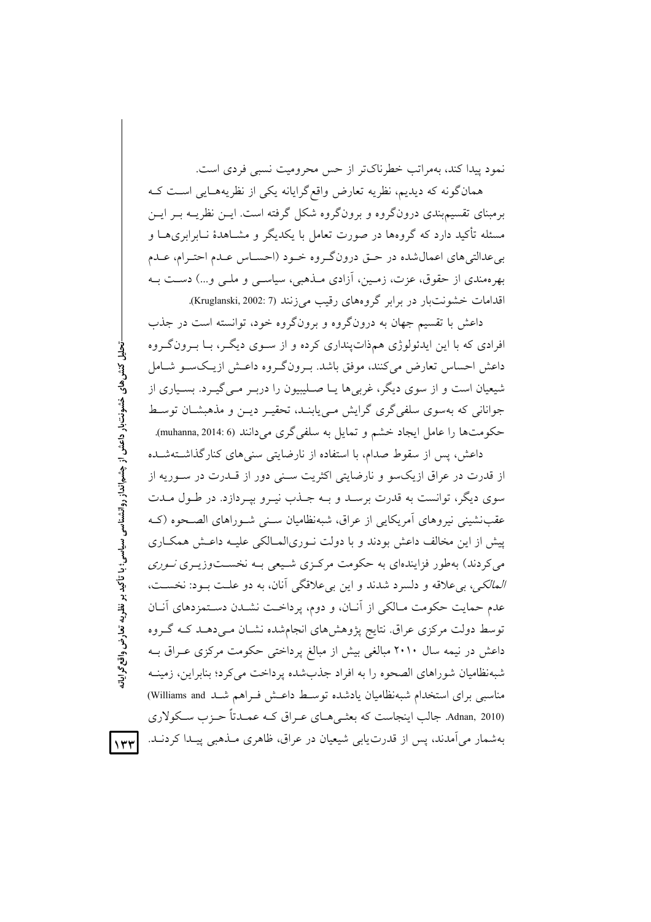نمود پیدا کند، به‌مراتب خطرناک‌تر از حس محرومیت نسبی فردی است.

همان‌گونه که دیدیم، نظریه تعارض واقع‌گرایانه یکی از نظریه‌هایی است که برمبنای تقسیم‌بندی درون‌گروه و برون‌گروه شکل گرفته است. این نظریه بر این مسئله تأکید دارد که گروه‌ها در صورت تعامل با یکدیگر و مشاهدهٔ نابرابری‌ها و بی‌عدالتی‌های اعمال‌شده در حق درون‌گروه خود (احساس عدم احترام، عدم بهره‌مندی از حقوق، عزت، زمین، آزادی مذهبی، سیاسی و ملی و...) دست به اقدامات خشونت‌بار در برابر گروه‌های رقیب می‌زنند (Kruglanski, 2002: 7).

داعش با تقسیم جهان به درون‌گروه و برون‌گروه خود، توانسته است در جذب افرادی که با این ایدئولوژی هم‌ذات‌پنداری کرده و از سوی دیگر، با برون‌گروه داعش احساس تعارض می‌کنند، موفق باشد. برون‌گروه داعش ازیک‌سو شامل شیعیان است و از سوی دیگر، غربی‌ها یا صلیبیون را دربر می‌گیرد. بسیاری از جوانانی که به‌سوی سلفی‌گری گرایش می‌یابند، تحقیر دین و مذهبشان توسط حکومت‌ها را عامل ایجاد خشم و تمایل به سلفی‌گری می‌دانند (muhanna, 2014: 6).

داعش، پس از سقوط صدام، با استفاده از نارضایتی سنی‌های کنارگذاشته‌شده از قدرت در عراق ازیک‌سو و نارضایتی اکثریت سنی دور از قدرت در سوریه از سوی دیگر، توانست به قدرت برسد و به جذب نیرو بپردازد. در طول مدت عقب‌نشینی نیروهای آمریکایی از عراق، شبه‌نظامیان سنی شوراهای الصحوه (که پیش از این مخالف داعش بودند و با دولت نوری‌المالکی علیه داعش همکاری می‌کردند) به‌طور فزاینده‌ای به حکومت مرکزی شیعی به نخست‌وزیری *نوری المالکی*، بی‌علاقه و دلسرد شدند و این بی‌علاقگی آنان، به دو علت بود: نخست، عدم حمایت حکومت مالکی از آنان، و دوم، پرداخت نشدن دستمزدهای آنان توسط دولت مرکزی عراق. نتایج پژوهش‌های انجام‌شده نشان می‌دهد که گروه داعش در نیمه سال ۲۰۱۰ مبالغی بیش از مبالغ پرداختی حکومت مرکزی عراق به شبه‌نظامیان شوراهای الصحوه را به افراد جذب‌شده پرداخت می‌کرد؛ بنابراین، زمینه مناسبی برای استخدام شبه‌نظامیان یادشده توسط داعش فراهم شد (Williams and Adnan, 2010). جالب اینجاست که بعثی‌های عراق که عمدتاً حزب سکولاری به‌شمار می‌آمدند، پس از قدرت‌یابی شیعیان در عراق، ظاهری مذهبی پیدا کردند.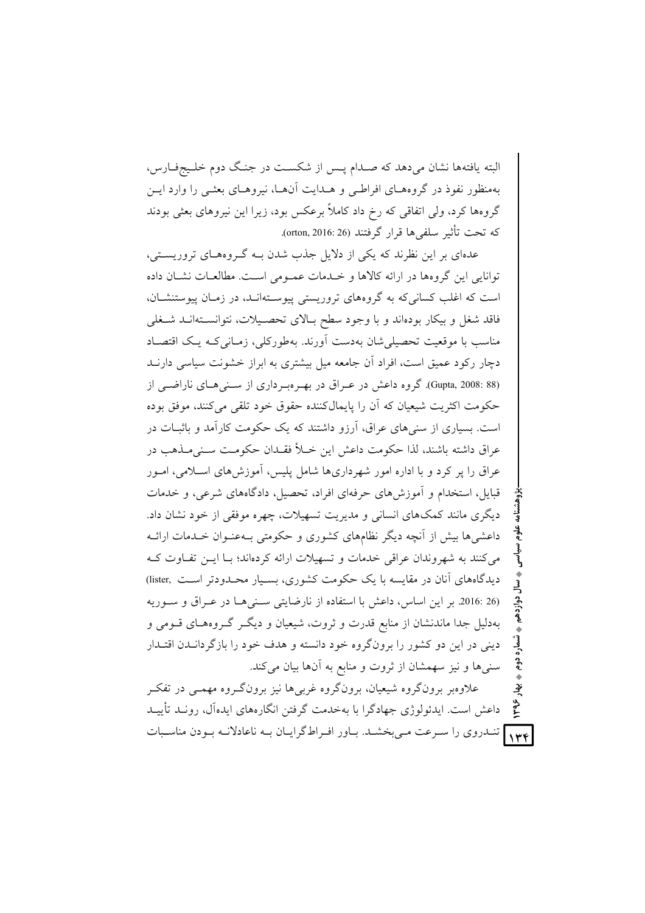البته یافته‌ها نشان می‌دهد که صدام پس از شکست در جنگ دوم خلیج‌فارس، به‌منظور نفوذ در گروه‌های افراطی و هدایت آن‌ها، نیروهای بعثی را وارد این گروه‌ها کرد، ولی اتفاقی که رخ داد کاملاً برعکس بود، زیرا این نیروهای بعثی بودند که تحت تأثیر سلفی‌ها قرار گرفتند (orton, 2016: 26).

عده‌ای بر این نظرند که یکی از دلایل جذب شدن به گروه‌های تروریستی، توانایی این گروه‌ها در ارائه کالاها و خدمات عمومی است. مطالعات نشان داده است که اغلب کسانی‌که به گروه‌های تروریستی پیوسته‌اند، در زمان پیوستنشان، فاقد شغل و بیکار بوده‌اند و با وجود سطح بالای تحصیلات، نتوانسته‌اند شغلی مناسب با موقعیت تحصیلی‌شان به‌دست آورند. به‌طورکلی، زمانی‌که یک اقتصاد دچار رکود عمیق است، افراد آن جامعه میل بیشتری به ابراز خشونت سیاسی دارند (Gupta, 2008: 88). گروه داعش در عراق در بهره‌برداری از سنی‌های ناراضی از حکومت اکثریت شیعیان که آن را پایمال‌کننده حقوق خود تلقی می‌کنند، موفق بوده است. بسیاری از سنی‌های عراق، آرزو داشتند که یک حکومت کارآمد و باثبات در عراق داشته باشند، لذا حکومت داعش این خلأ فقدان حکومت سنی‌مذهب در عراق را پر کرد و با اداره امور شهرداری‌ها شامل پلیس، آموزش‌های اسلامی، امور قبایل، استخدام و آموزش‌های حرفه‌ای افراد، تحصیل، دادگاه‌های شرعی، و خدمات دیگری مانند کمک‌های انسانی و مدیریت تسهیلات، چهره موفقی از خود نشان داد. داعشی‌ها بیش از آنچه دیگر نظام‌های کشوری و حکومتی به‌عنوان خدمات ارائه می‌کنند به شهروندان عراقی خدمات و تسهیلات ارائه کرده‌اند؛ با این تفاوت که دیدگاه‌های آنان در مقایسه با یک حکومت کشوری، بسیار محدودتر است (lister, 2016: 26). بر این اساس، داعش با استفاده از نارضایتی سنی‌ها در عراق و سوریه به‌دلیل جدا ماندنشان از منابع قدرت و ثروت، شیعیان و دیگر گروه‌های قومی و دینی در این دو کشور را برون‌گروه خود دانسته و هدف خود را بازگرداندن اقتدار سنی‌ها و نیز سهمشان از ثروت و منابع به آن‌ها بیان می‌کند.

علاوه‌بر برون‌گروه شیعیان، برون‌گروه غربی‌ها نیز برون‌گروه مهمی در تفکر داعش است. ایدئولوژی جهادگرا با به‌خدمت گرفتن انگاره‌های ایده‌آل، روند تأیید تندروی را سرعت می‌بخشد. باور افراط‌گرایان به ناعادلانه بودن مناسبات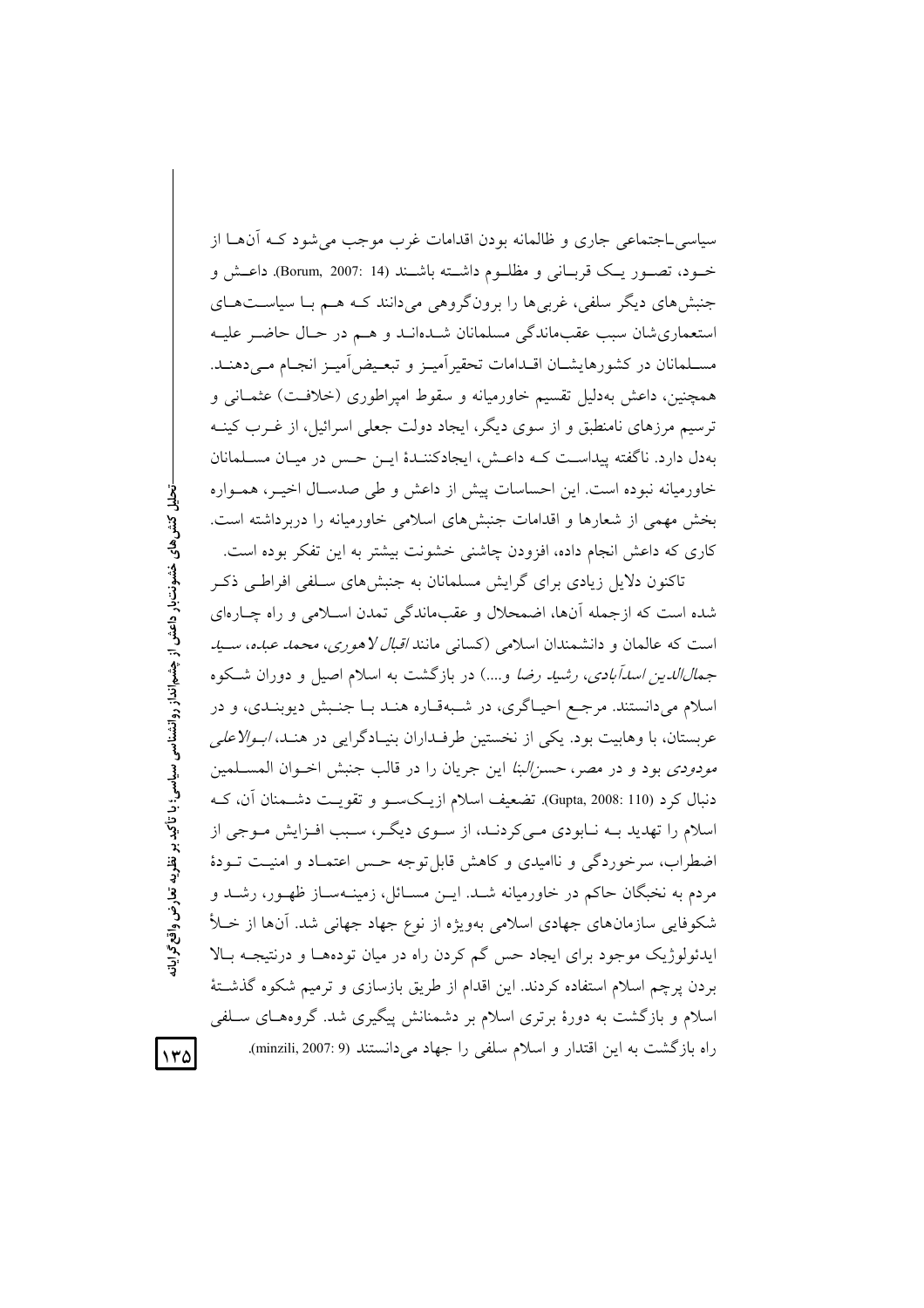سیاسی‌ـاجتماعی جاری و ظالمانه بودن اقدامات غرب موجب می‌شود کـه آن‌هـا از خـود، تصـور یـک قربـانی و مظلـوم داشـته باشـند (Borum, 2007: 14). داعـش و جنبش‌های دیگر سلفی، غربی‌ها را برون‌گروهی می‌دانند کـه هـم بـا سیاسـت‌هـای استعماری‌شان سبب عقب‌ماندگی مسلمانان شـده‌انـد و هـم در حـال حاضـر علیـه مسـلمانان در کشورهایشـان اقـدامات تحقیرآمیـز و تبعیض‌آمیـز انجـام مـی‌دهنـد. همچنین، داعش به‌دلیل تقسیم خاورمیانه و سقوط امپراطوری (خلافـت) عثمـانی و ترسیم مرزهای نامنطبق و از سوی دیگر، ایجاد دولت جعلی اسرائیل، از غـرب کینـه به‌دل دارد. ناگفته پیداسـت کـه داعـش، ایجادکننـدهٔ ایـن حـس در میـان مسـلمانان خاورمیانه نبوده است. این احساسات پیش از داعش و طی صدسـال اخیـر، همـواره بخش مهمی از شعارها و اقدامات جنبش‌های اسلامی خاورمیانه را دربرداشته است. کاری که داعش انجام داده، افزودن چاشنی خشونت بیشتر به این تفکر بوده است.

تاکنون دلایل زیادی برای گرایش مسلمانان به جنبش‌های سـلفی افراطـی ذکـر شده است که ازجمله آن‌ها، اضمحلال و عقب‌ماندگی تمدن اسـلامی و راه چـاره‌ای است که عالمان و دانشمندان اسلامی (کسانی مانند *اقبال لاهوری*، *محمد عبده*، *سـید جمال‌الدین اسدآبادی*، *رشید رضا* و....) در بازگشت به اسلام اصیل و دوران شـکوه اسلام می‌دانستند. مرجـع احیـاگری، در شـبه‌قـاره هنـد بـا جنـبش دیوبنـدی، و در عربستان، با وهابیت بود. یکی از نخستین طرفـداران بنیـادگرایی در هنـد، *ابـوالاعلی مودودی* بود و در مصر، *حسن‌البنا* این جریان را در قالب جنبش اخـوان المسـلمین دنبال کرد (Gupta, 2008: 110). تضعیف اسلام ازیـک‌سـو و تقویـت دشـمنان آن، کـه اسلام را تهدید بـه نـابودی مـی‌کردنـد، از سـوی دیگـر، سـبب افـزایش مـوجی از اضطراب، سرخوردگی و ناامیدی و کاهش قابل‌توجه حـس اعتمـاد و امنیـت تـودهٔ مردم به نخبگان حاکم در خاورمیانه شـد. ایـن مسـائل، زمینـه‌سـاز ظهـور، رشـد و شکوفایی سازمان‌های جهادی اسلامی به‌ویژه از نوع جهاد جهانی شد. آن‌ها از خـلأ ایدئولوژیک موجود برای ایجاد حس گم کردن راه در میان توده‌هـا و درنتیجـه بـالا بردن پرچم اسلام استفاده کردند. این اقدام از طریق بازسازی و ترمیم شکوه گذشـتهٔ اسلام و بازگشت به دورهٔ برتری اسلام بر دشمنانش پیگیری شد. گروه‌هـای سـلفی راه بازگشت به این اقتدار و اسلام سلفی را جهاد می‌دانستند (minzili, 2007: 9).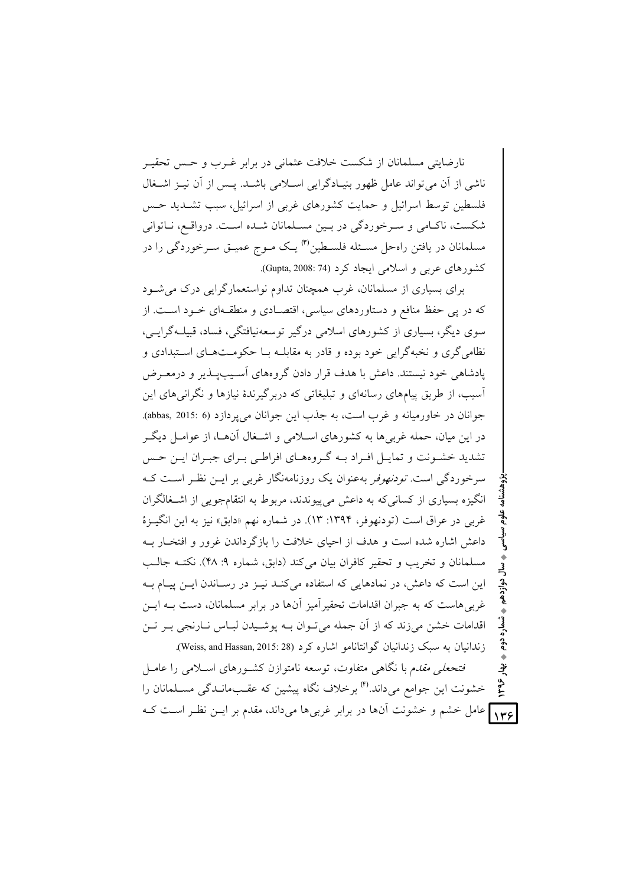نارضایتی مسلمانان از شکست خلافت عثمانی در برابر غرب و حس تحقیر ناشی از آن می‌تواند عامل ظهور بنیادگرایی اسلامی باشد. پس از آن نیز اشغال فلسطین توسط اسرائیل و حمایت کشورهای غربی از اسرائیل، سبب تشدید حس شکست، ناکامی و سرخوردگی در بین مسلمانان شده است. درواقع، ناتوانی مسلمانان در یافتن راه‌حل مسئله فلسطین[۳] یک موج عمیق سرخوردگی را در کشورهای عربی و اسلامی ایجاد کرد (Gupta, 2008: 74).

برای بسیاری از مسلمانان، غرب همچنان تداوم نواستعمارگرایی درک می‌شود که در پی حفظ منافع و دستاوردهای سیاسی، اقتصادی و منطقه‌ای خود است. از سوی دیگر، بسیاری از کشورهای اسلامی درگیر توسعه‌نیافتگی، فساد، قبیله‌گرایی، نظامی‌گری و نخبه‌گرایی خود بوده و قادر به مقابله با حکومت‌های استبدادی و پادشاهی خود نیستند. داعش با هدف قرار دادن گروه‌های آسیب‌پذیر و درمعرض آسیب، از طریق پیام‌های رسانه‌ای و تبلیغاتی که دربرگیرندهٔ نیازها و نگرانی‌های این جوانان در خاورمیانه و غرب است، به جذب این جوانان می‌پردازد (abbas, 2015: 6). در این میان، حمله غربی‌ها به کشورهای اسلامی و اشغال آن‌ها، از عوامل دیگر تشدید خشونت و تمایل افراد به گروه‌های افراطی برای جبران این حس سرخوردگی است. *تودنهوفر* به‌عنوان یک روزنامه‌نگار غربی بر این نظر است که انگیزه بسیاری از کسانی‌که به داعش می‌پیوندند، مربوط به انتقام‌جویی از اشغالگران غربی در عراق است (تودنهوفر، ۱۳۹۴: ۱۳). در شماره نهم «دابق» نیز به این انگیزهٔ داعش اشاره شده است و هدف از احیای خلافت را بازگرداندن غرور و افتخار به مسلمانان و تخریب و تحقیر کافران بیان می‌کند (دابق، شماره ۹: ۴۸). نکته جالب این است که داعش، در نمادهایی که استفاده می‌کند نیز در رساندن این پیام به غربی‌هاست که به جبران اقدامات تحقیرآمیز آن‌ها در برابر مسلمانان، دست به این اقدامات خشن می‌زند که از آن جمله می‌توان به پوشیدن لباس نارنجی بر تن زندانیان به سبک زندانیان گوانتانامو اشاره کرد (Weiss, and Hassan, 2015: 28).

*فتحعلی مقدم* با نگاهی متفاوت، توسعه نامتوازن کشورهای اسلامی را عامل خشونت این جوامع می‌داند.[۴] برخلاف نگاه پیشین که عقب‌ماندگی مسلمانان را عامل خشم و خشونت آن‌ها در برابر غربی‌ها می‌داند، مقدم بر این نظر است که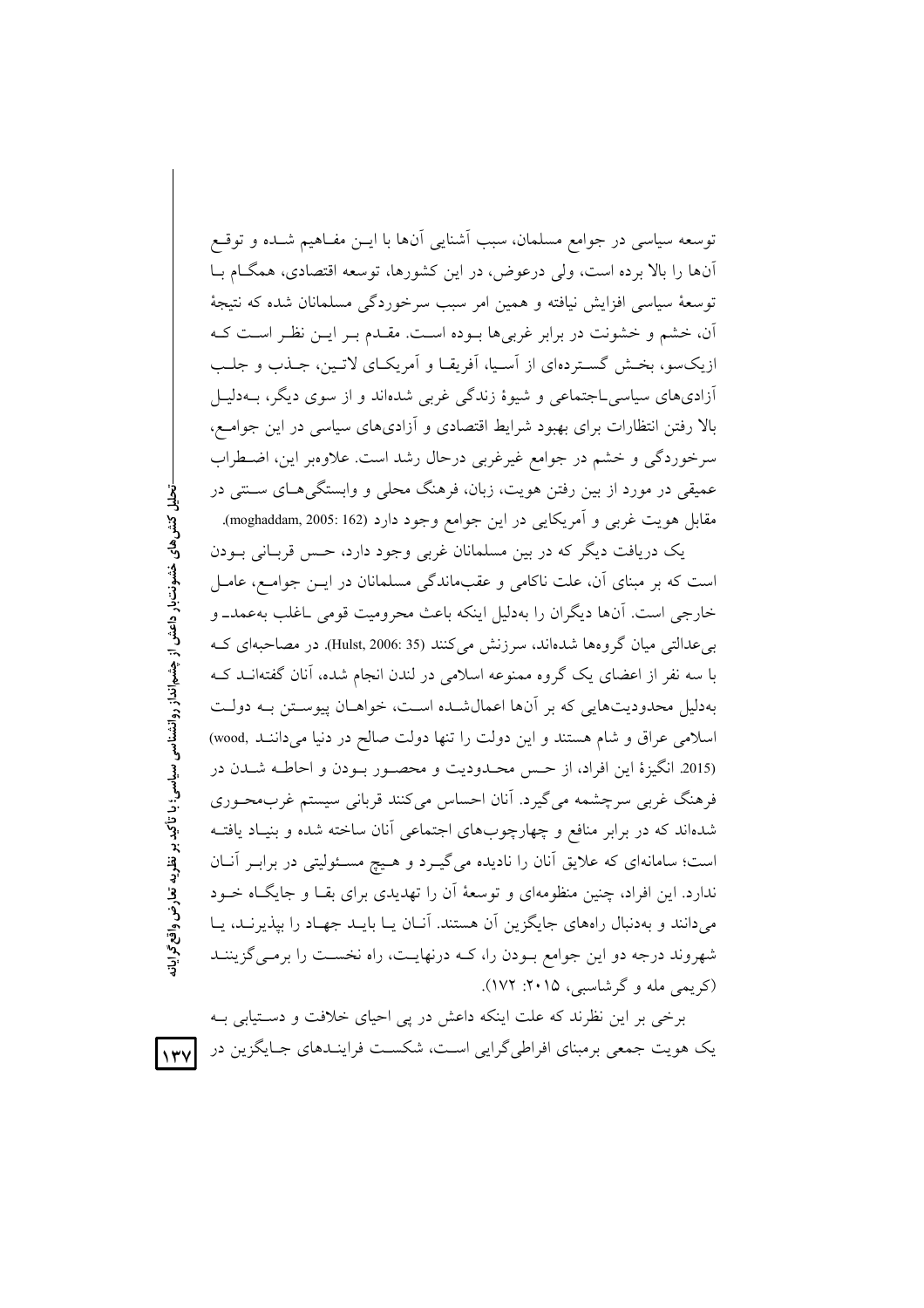توسعه سیاسی در جوامع مسلمان، سبب آشنایی آن‌ها با ایـن مفـاهیم شـده و توقـع آن‌ها را بالا برده است، ولی درعوض، در این کشورها، توسعه اقتصادی، همگـام بـا توسعهٔ سیاسی افزایش نیافته و همین امر سبب سرخوردگی مسلمانان شده که نتیجهٔ آن، خشم و خشونت در برابر غربی‌ها بـوده اسـت. مقـدم بـر ایـن نظـر اسـت کـه ازیک‌سو، بخـش گسـترده‌ای از آسـیا، آفریقـا و آمریکـای لاتـین، جـذب و جلـب آزادی‌های سیاسی‌ـاجتماعی و شیوهٔ زندگی غربی شده‌اند و از سوی دیگر، بـه‌دلیـل بالا رفتن انتظارات برای بهبود شرایط اقتصادی و آزادی‌های سیاسی در این جوامـع، سرخوردگی و خشم در جوامع غیرغربی درحال رشد است. علاوه‌بر این، اضـطراب عمیقی در مورد از بین رفتن هویت، زبان، فرهنگ محلی و وابستگی‌هـای سـنتی در مقابل هویت غربی و آمریکایی در این جوامع وجود دارد (moghaddam, 2005: 162).

یک دریافت دیگر که در بین مسلمانان غربی وجود دارد، حـس قربـانی بـودن است که بر مبنای آن، علت ناکامی و عقب‌ماندگی مسلمانان در ایـن جوامـع، عامـل خارجی است. آن‌ها دیگران را به‌دلیل اینکه باعث محرومیت قومی ـاغلب به‌عمدـ و بی‌عدالتی میان گروه‌ها شده‌اند، سرزنش می‌کنند (Hulst, 2006: 35). در مصاحبه‌ای کـه با سه نفر از اعضای یک گروه ممنوعه اسلامی در لندن انجام شده، آنان گفته‌انـد کـه به‌دلیل محدودیت‌هایی که بر آن‌ها اعمال‌شـده اسـت، خواهـان پیوسـتن بـه دولـت اسلامی عراق و شام هستند و این دولت را تنها دولت صالح در دنیا می‌داننـد (wood, 2015). انگیزهٔ این افراد، از حـس محـدودیت و محصـور بـودن و احاطـه شـدن در فرهنگ غربی سرچشمه می‌گیرد. آنان احساس می‌کنند قربانی سیستم غرب‌محـوری شده‌اند که در برابر منافع و چهارچوب‌های اجتماعی آنان ساخته شده و بنیـاد یافتـه است؛ سامانه‌ای که علایق آنان را نادیده می‌گیـرد و هـیچ مسـئولیتی در برابـر آنـان ندارد. این افراد، چنین منظومه‌ای و توسعهٔ آن را تهدیدی برای بقـا و جایگـاه خـود می‌دانند و به‌دنبال راه‌های جایگزین آن هستند. آنـان یـا بایـد جهـاد را بپذیرنـد، یـا شهروند درجه دو این جوامع بـودن را، کـه درنهایـت، راه نخسـت را برمـی‌گزیننـد (کریمی مله و گرشاسبی، ۲۰۱۵: ۱۷۲).

برخی بر این نظرند که علت اینکه داعش در پی احیای خلافت و دسـتیابی بـه یک هویت جمعی برمبنای افراطی‌گرایی اسـت، شکسـت فراینـدهای جـایگزین در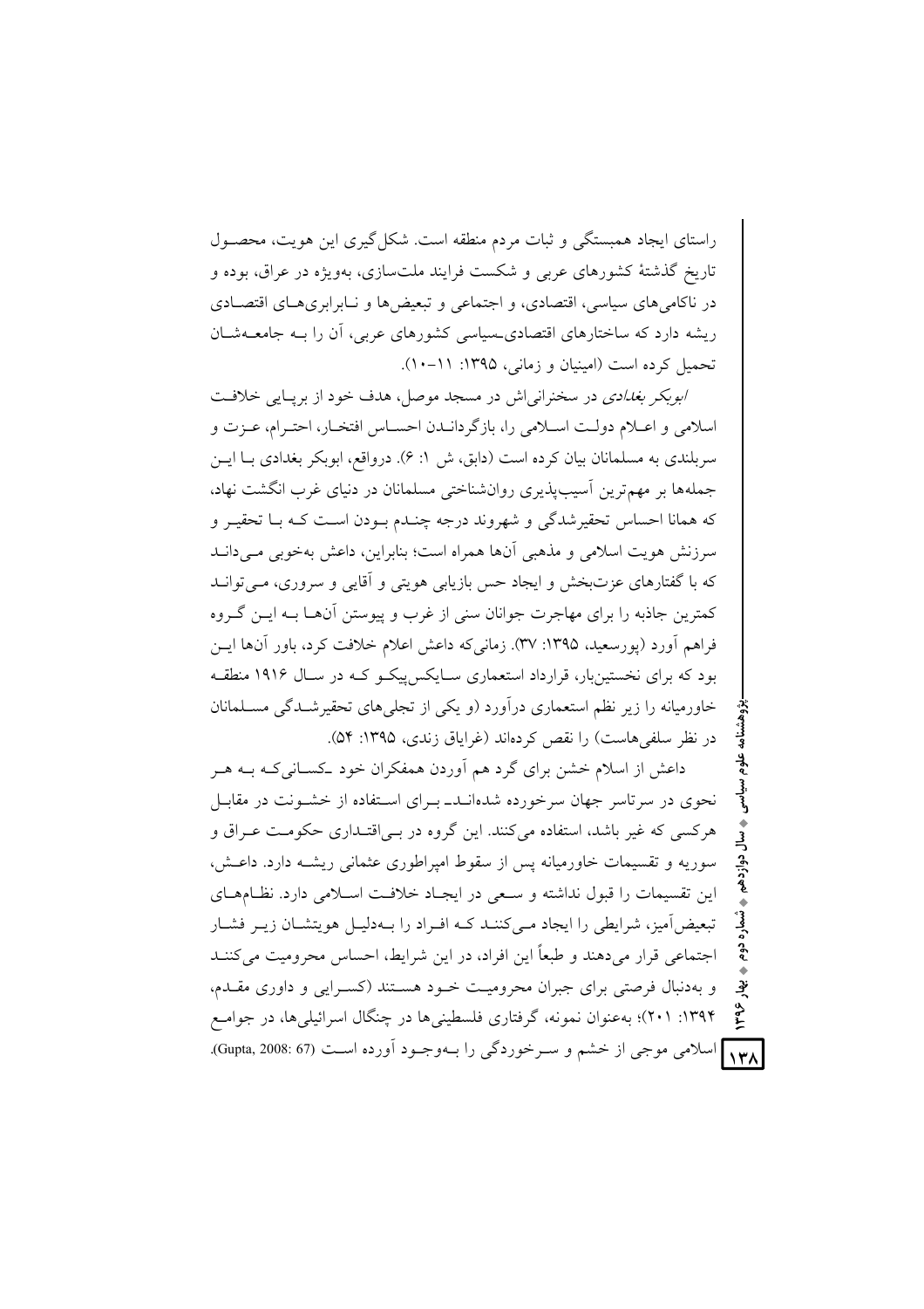راستای ایجاد همبستگی و ثبات مردم منطقه است. شکل‌گیری این هویت، محصول تاریخ گذشتۀ کشورهای عربی و شکست فرایند ملت‌سازی، به‌ویژه در عراق، بوده و در ناکامی‌های سیاسی، اقتصادی، و اجتماعی و تبعیض‌ها و نابرابری‌های اقتصادی ریشه دارد که ساختارهای اقتصادی-سیاسی کشورهای عربی، آن را به جامعه‌شان تحمیل کرده است (امینیان و زمانی، ۱۳۹۵: ۱۱-۱۰).

*ابوبکر بغدادی* در سخنرانی‌اش در مسجد موصل، هدف خود از برپایی خلافت اسلامی و اعلام دولت اسلامی را، بازگرداندن احساس افتخار، احترام، عزت و سربلندی به مسلمانان بیان کرده است (دابق، ش ۱: ۶). درواقع، ابوبکر بغدادی با این جمله‌ها بر مهم‌ترین آسیب‌پذیری روان‌شناختی مسلمانان در دنیای غرب انگشت نهاد، که همانا احساس تحقیرشدگی و شهروند درجه چندم بودن است که با تحقیر و سرزنش هویت اسلامی و مذهبی آن‌ها همراه است؛ بنابراین، داعش به‌خوبی می‌داند که با گفتارهای عزت‌بخش و ایجاد حس بازیابی هویتی و آقایی و سروری، می‌تواند کمترین جاذبه را برای مهاجرت جوانان سنی از غرب و پیوستن آن‌ها به این گروه فراهم آورد (پورسعید، ۱۳۹۵: ۳۷). زمانی‌که داعش اعلام خلافت کرد، باور آن‌ها این بود که برای نخستین‌بار، قرارداد استعماری سایکس‌پیکو که در سال ۱۹۱۶ منطقه خاورمیانه را زیر نظم استعماری درآورد (و یکی از تجلی‌های تحقیرشدگی مسلمانان در نظر سلفی‌هاست) را نقص کرده‌اند (غرایاق زندی، ۱۳۹۵: ۵۴).

داعش از اسلام خشن برای گرد هم آوردن همفکران خود -کسانی‌که به هر نحوی در سرتاسر جهان سرخورده شده‌اند- برای استفاده از خشونت در مقابل هرکسی که غیر باشد، استفاده می‌کنند. این گروه در بی‌اقتداری حکومت عراق و سوریه و تقسیمات خاورمیانه پس از سقوط امپراطوری عثمانی ریشه دارد. داعش، این تقسیمات را قبول نداشته و سعی در ایجاد خلافت اسلامی دارد. نظام‌های تبعیض‌آمیز، شرایطی را ایجاد می‌کنند که افراد را به‌دلیل هویتشان زیر فشار اجتماعی قرار می‌دهند و طبعاً این افراد، در این شرایط، احساس محرومیت می‌کنند و به‌دنبال فرصتی برای جبران محرومیت خود هستند (کسرایی و داوری مقدم، ۱۳۹۴: ۲۰۱)؛ به‌عنوان نمونه، گرفتاری فلسطینی‌ها در چنگال اسرائیلی‌ها، در جوامع اسلامی موجی از خشم و سرخوردگی را به‌وجود آورده است (Gupta, 2008: 67).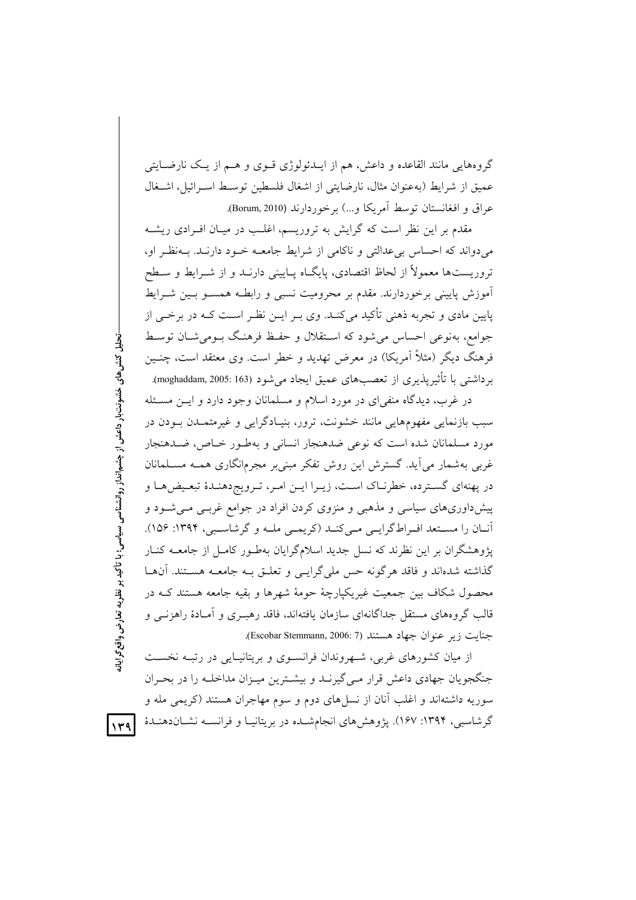گروه‌هایی مانند القاعده و داعش، هم از ایدئولوژی قوی و هم از یک نارضایتی عمیق از شرایط (به‌عنوان مثال، نارضایتی از اشغال فلسطین توسط اسرائیل، اشغال عراق و افغانستان توسط آمریکا و...) برخوردارند (Borum, 2010).

مقدم بر این نظر است که گرایش به تروریسم، اغلب در میان افرادی ریشه می‌دواند که احساس بی‌عدالتی و ناکامی از شرایط جامعه خود دارند. به‌نظر او، تروریست‌ها معمولاً از لحاظ اقتصادی، پایگاه پایینی دارند و از شرایط و سطح آموزش پایینی برخوردارند. مقدم بر محرومیت نسبی و رابطه همسو بین شرایط پایین مادی و تجربه ذهنی تأکید می‌کند. وی بر این نظر است که در برخی از جوامع، به‌نوعی احساس می‌شود که استقلال و حفظ فرهنگ بومی‌شان توسط فرهنگ دیگر (مثلاً آمریکا) در معرض تهدید و خطر است. وی معتقد است، چنین برداشتی با تأثیرپذیری از تعصب‌های عمیق ایجاد می‌شود (moghaddam, 2005: 163).

در غرب، دیدگاه منفی‌ای در مورد اسلام و مسلمانان وجود دارد و این مسئله سبب بازنمایی مفهوم‌هایی مانند خشونت، ترور، بنیادگرایی و غیرمتمدن بودن در مورد مسلمانان شده است که نوعی ضدهنجار انسانی و به‌طور خاص، ضدهنجار غربی به‌شمار می‌آید. گسترش این روش تفکر مبنی‌بر مجرم‌انگاری همه مسلمانان در پهنه‌ای گسترده، خطرناک است، زیرا این امر، ترویج‌دهندهٔ تبعیض‌ها و پیش‌داوری‌های سیاسی و مذهبی و منزوی کردن افراد در جوامع غربی می‌شود و آنان را مستعد افراط‌گرایی می‌کند (کریمی مله و گرشاسبی، ۱۳۹۴: ۱۵۶). پژوهشگران بر این نظرند که نسل جدید اسلام‌گرایان به‌طور کامل از جامعه کنار گذاشته شده‌اند و فاقد هرگونه حس ملی‌گرایی و تعلق به جامعه هستند. آن‌ها محصول شکاف بین جمعیت غیریکپارچهٔ حومهٔ شهرها و بقیه جامعه هستند که در قالب گروه‌های مستقل جداگانه‌ای سازمان یافته‌اند، فاقد رهبری و آمادهٔ راهزنی و جنایت زیر عنوان جهاد هستند (Escobar Stemmann, 2006: 7).

از میان کشورهای غربی، شهروندان فرانسوی و بریتانیایی در رتبه نخست جنگجویان جهادی داعش قرار می‌گیرند و بیشترین میزان مداخله را در بحران سوریه داشته‌اند و اغلب آنان از نسل‌های دوم و سوم مهاجران هستند (کریمی مله و گرشاسبی، ۱۳۹۴: ۱۶۷). پژوهش‌های انجام‌شده در بریتانیا و فرانسه نشان‌دهندهٔ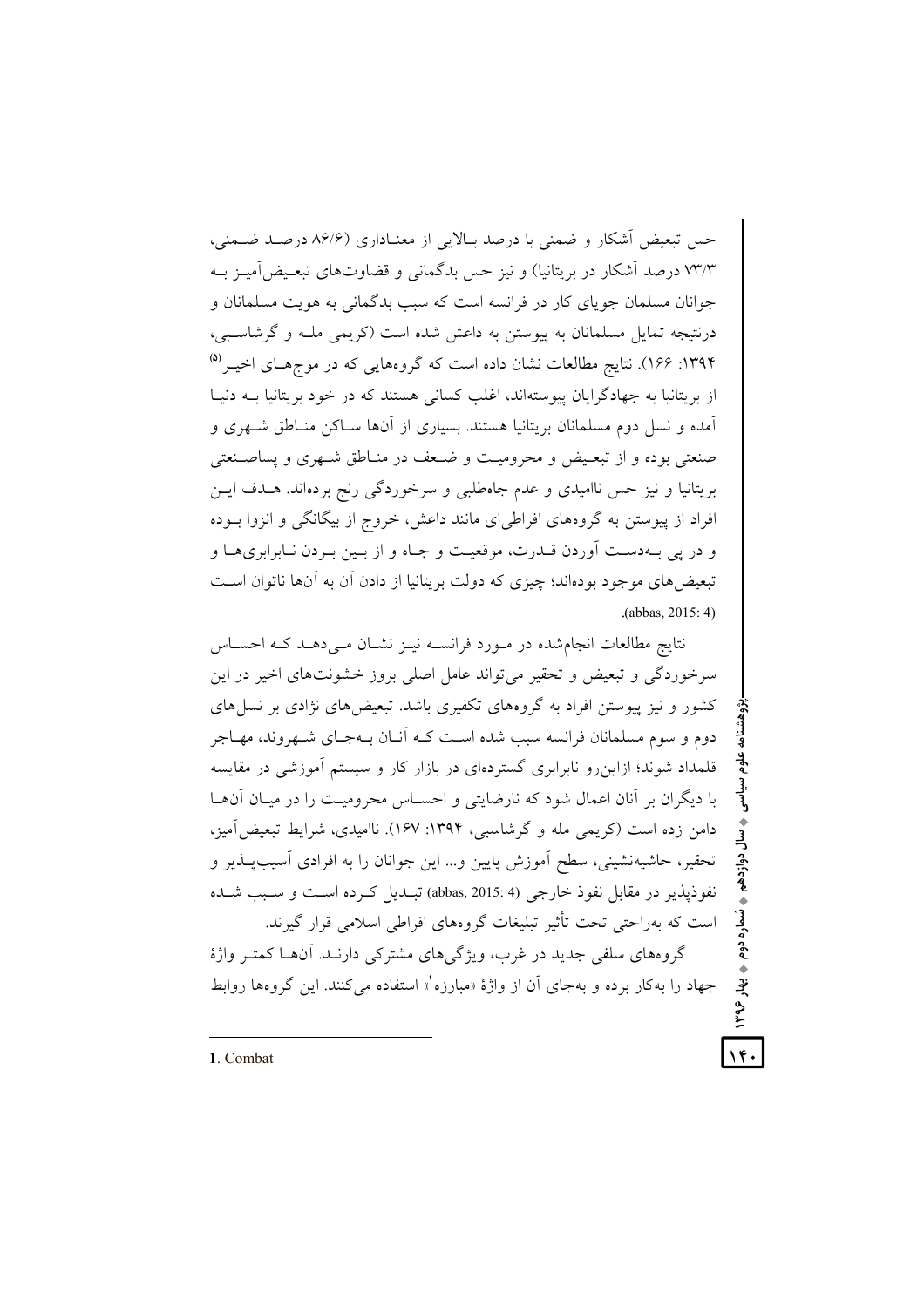حس تبعیض آشکار و ضمنی با درصد بالایی از معناداری (۸۶/۶ درصد ضمنی، ۷۳/۳ درصد آشکار در بریتانیا) و نیز حس بدگمانی و قضاوت‌های تبعیض‌آمیز به جوانان مسلمان جویای کار در فرانسه است که سبب بدگمانی به هویت مسلمانان و درنتیجه تمایل مسلمانان به پیوستن به داعش شده است (کریمی مله و گرشاسبی، ۱۳۹۴: ۱۶۶). نتایج مطالعات نشان داده است که گروه‌هایی که در موج‌های اخیر[۵] از بریتانیا به جهادگرایان پیوسته‌اند، اغلب کسانی هستند که در خود بریتانیا به دنیا آمده و نسل دوم مسلمانان بریتانیا هستند. بسیاری از آن‌ها ساکن مناطق شهری و صنعتی بوده و از تبعیض و محرومیت و ضعف در مناطق شهری و پساصنعتی بریتانیا و نیز حس ناامیدی و عدم جاه‌طلبی و سرخوردگی رنج برده‌اند. هدف این افراد از پیوستن به گروه‌های افراطی‌ای مانند داعش، خروج از بیگانگی و انزوا بوده و در پی به‌دست آوردن قدرت، موقعیت و جاه و از بین بردن نابرابری‌ها و تبعیض‌های موجود بوده‌اند؛ چیزی که دولت بریتانیا از دادن آن به آن‌ها ناتوان است (abbas, 2015: 4).

نتایج مطالعات انجام‌شده در مورد فرانسه نیز نشان می‌دهد که احساس سرخوردگی و تبعیض و تحقیر می‌تواند عامل اصلی بروز خشونت‌های اخیر در این کشور و نیز پیوستن افراد به گروه‌های تکفیری باشد. تبعیض‌های نژادی بر نسل‌های دوم و سوم مسلمانان فرانسه سبب شده است که آنان به‌جای شهروند، مهاجر قلمداد شوند؛ ازاین‌رو نابرابری گسترده‌ای در بازار کار و سیستم آموزشی در مقایسه با دیگران بر آنان اعمال شود که نارضایتی و احساس محرومیت را در میان آن‌ها دامن زده است (کریمی مله و گرشاسبی، ۱۳۹۴: ۱۶۷). ناامیدی، شرایط تبعیض‌آمیز، تحقیر، حاشیه‌نشینی، سطح آموزش پایین و... این جوانان را به افرادی آسیب‌پذیر و نفوذپذیر در مقابل نفوذ خارجی (abbas, 2015: 4) تبدیل کرده است و سبب شده است که به‌راحتی تحت تأثیر تبلیغات گروه‌های افراطی اسلامی قرار گیرند.

گروه‌های سلفی جدید در غرب، ویژگی‌های مشترکی دارند. آن‌ها کمتر واژهٔ جهاد را به‌کار برده و به‌جای آن از واژهٔ «مبارزه[۱]» استفاده می‌کنند. این گروه‌ها روابط

---

1. Combat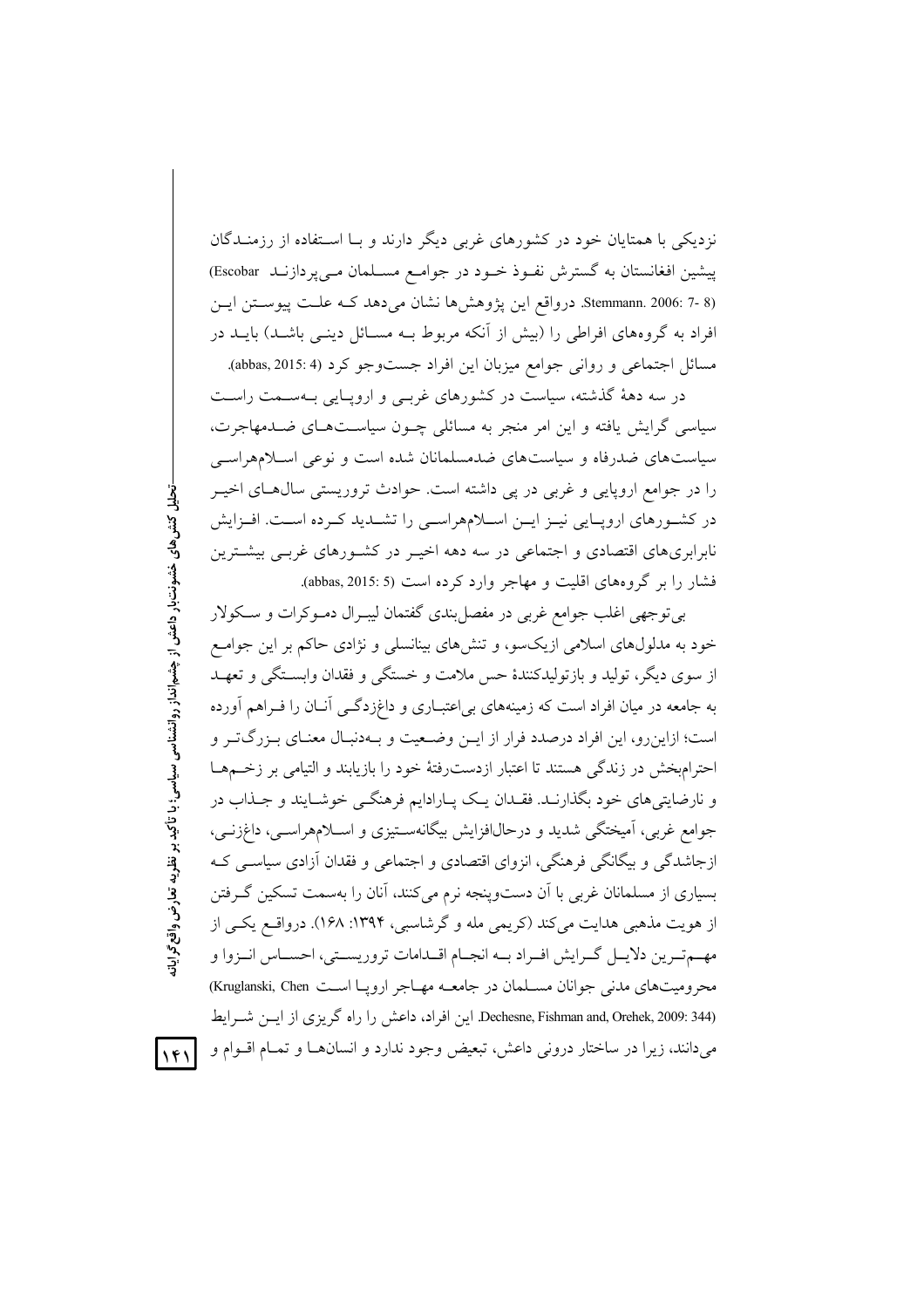نزدیکی با همتایان خود در کشورهای غربی دیگر دارند و با استفاده از رزمندگان پیشین افغانستان به گسترش نفوذ خود در جوامع مسلمان می‌پردازند (Escobar Stemmann. 2006: 7- 8). درواقع این پژوهش‌ها نشان می‌دهد که علت پیوستن این افراد به گروه‌های افراطی را (بیش از آنکه مربوط به مسائل دینی باشد) باید در مسائل اجتماعی و روانی جوامع میزبان این افراد جست‌وجو کرد (abbas, 2015: 4).

در سه دهۀ گذشته، سیاست در کشورهای غربی و اروپایی به‌سمت راست سیاسی گرایش یافته و این امر منجر به مسائلی چون سیاست‌های ضدمهاجرت، سیاست‌های ضدرفاه و سیاست‌های ضدمسلمانان شده است و نوعی اسلام‌هراسی را در جوامع اروپایی و غربی در پی داشته است. حوادث تروریستی سال‌های اخیر در کشورهای اروپایی نیز این اسلام‌هراسی را تشدید کرده است. افزایش نابرابری‌های اقتصادی و اجتماعی در سه دهه اخیر در کشورهای غربی بیشترین فشار را بر گروه‌های اقلیت و مهاجر وارد کرده است (abbas, 2015: 5).

بی‌توجهی اغلب جوامع غربی در مفصل‌بندی گفتمان لیبرال دموکرات و سکولار خود به مدلول‌های اسلامی ازیک‌سو، و تنش‌های بینانسلی و نژادی حاکم بر این جوامع از سوی دیگر، تولید و بازتولیدکنندۀ حس ملامت و خستگی و فقدان وابستگی و تعهد به جامعه در میان افراد است که زمینه‌های بی‌اعتباری و داغ‌زدگی آنان را فراهم آورده است؛ ازاین‌رو، این افراد درصدد فرار از این وضعیت و به‌دنبال معنای بزرگ‌تر و احترام‌بخش در زندگی هستند تا اعتبار ازدست‌رفتۀ خود را بازیابند و التیامی بر زخم‌ها و نارضایتی‌های خود بگذارند. فقدان یک پارادایم فرهنگی خوشایند و جذاب در جوامع غربی، آمیختگی شدید و درحال‌افزایش بیگانه‌ستیزی و اسلام‌هراسی، داغ‌زنی، ازجاشدگی و بیگانگی فرهنگی، انزوای اقتصادی و اجتماعی و فقدان آزادی سیاسی که بسیاری از مسلمانان غربی با آن دست‌وپنجه نرم می‌کنند، آنان را به‌سمت تسکین گرفتن از هویت مذهبی هدایت می‌کند (کریمی مله و گرشاسبی، ۱۳۹۴: ۱۶۸). درواقع یکی از مهم‌ترین دلایل گرایش افراد به انجام اقدامات تروریستی، احساس انزوا و محرومیت‌های مدنی جوانان مسلمان در جامعه مهاجر اروپا است (Kruglanski, Chen Dechesne, Fishman and, Orehek, 2009: 344). این افراد، داعش را راه گریزی از این شرایط می‌دانند، زیرا در ساختار درونی داعش، تبعیض وجود ندارد و انسان‌ها و تمام اقوام و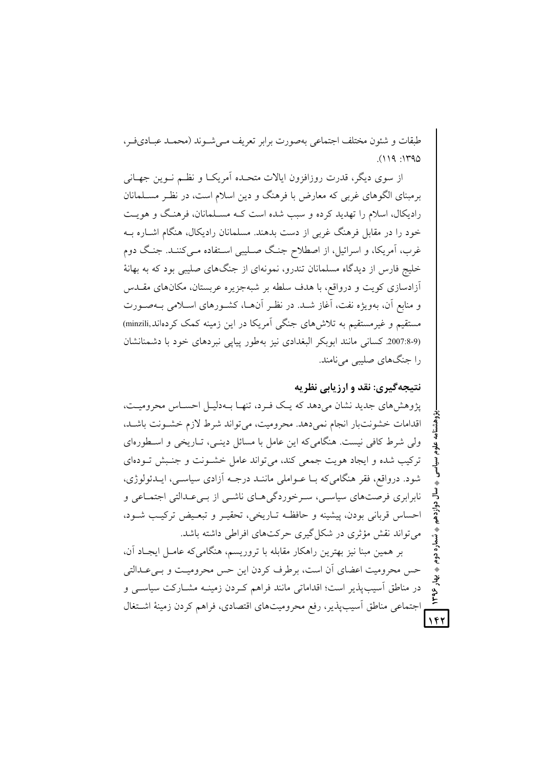طبقات و شئون مختلف اجتماعی به‌صورت برابر تعریف می‌شوند (محمد عبادی‌فر، ۱۳۹۵: ۱۱۹).

از سوی دیگر، قدرت روزافزون ایالات متحده آمریکا و نظم نوین جهانی برمبنای الگوهای غربی که معارض با فرهنگ و دین اسلام است، در نظر مسلمانان رادیکال، اسلام را تهدید کرده و سبب شده است که مسلمانان، فرهنگ و هویت خود را در مقابل فرهنگ غربی از دست بدهند. مسلمانان رادیکال، هنگام اشاره به غرب، آمریکا، و اسرائیل، از اصطلاح جنگ صلیبی استفاده می‌کنند. جنگ دوم خلیج فارس از دیدگاه مسلمانان تندرو، نمونه‌ای از جنگ‌های صلیبی بود که به بهانهٔ آزادسازی کویت و درواقع، با هدف سلطه بر شبه‌جزیره عربستان، مکان‌های مقدس و منابع آن، به‌ویژه نفت، آغاز شد. در نظر آن‌ها، کشورهای اسلامی به‌صورت مستقیم و غیرمستقیم به تلاش‌های جنگی آمریکا در این زمینه کمک کرده‌اند(minzili, 2007:8-9). کسانی مانند ابوبکر البغدادی نیز به‌طور پیاپی نبردهای خود با دشمنانشان را جنگ‌های صلیبی می‌نامند.

## نتیجه‌گیری: نقد و ارزیابی نظریه

پژوهش‌های جدید نشان می‌دهد که یک فرد، تنها به‌دلیل احساس محرومیت، اقدامات خشونت‌بار انجام نمی‌دهد. محرومیت، می‌تواند شرط لازم خشونت باشد، ولی شرط کافی نیست. هنگامی‌که این عامل با مسائل دینی، تاریخی و اسطوره‌ای ترکیب شده و ایجاد هویت جمعی کند، می‌تواند عامل خشونت و جنبش توده‌ای شود. درواقع، فقر هنگامی‌که با عواملی مانند درجه آزادی سیاسی، ایدئولوژی، نابرابری فرصت‌های سیاسی، سرخوردگی‌های ناشی از بی‌عدالتی اجتماعی و احساس قربانی بودن، پیشینه و حافظه تاریخی، تحقیر و تبعیض ترکیب شود، می‌تواند نقش مؤثری در شکل‌گیری حرکت‌های افراطی داشته باشد.

بر همین مبنا نیز بهترین راهکار مقابله با تروریسم، هنگامی‌که عامل ایجاد آن، حس محرومیت اعضای آن است، برطرف کردن این حس محرومیت و بی‌عدالتی در مناطق آسیب‌پذیر است؛ اقداماتی مانند فراهم کردن زمینه مشارکت سیاسی و اجتماعی مناطق آسیب‌پذیر، رفع محرومیت‌های اقتصادی، فراهم کردن زمینهٔ اشتغال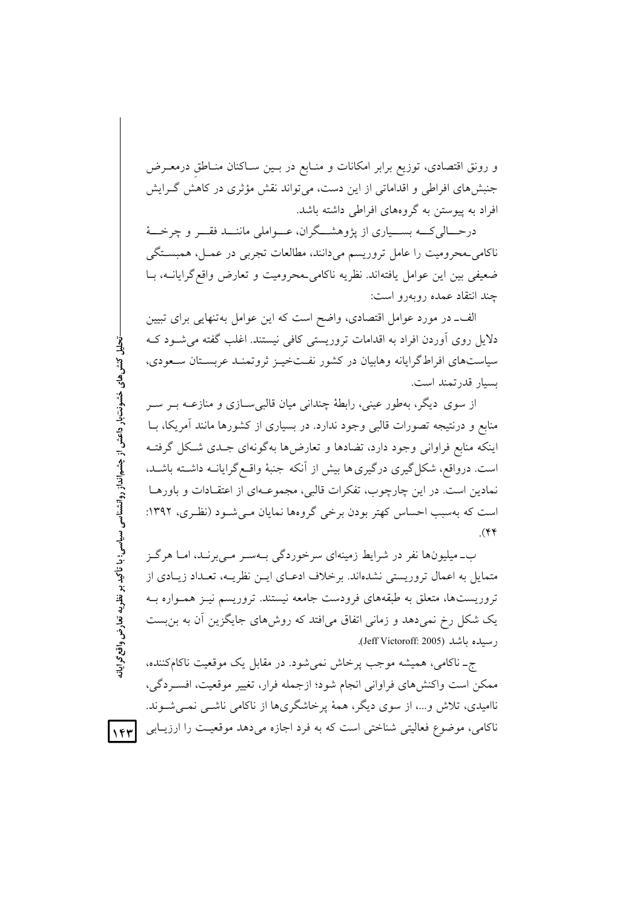و رونق اقتصادی، توزیع برابر امکانات و منابع در بین ساکنان مناطقِ درمعرض جنبش‌های افراطی و اقداماتی از این دست، می‌تواند نقش مؤثری در کاهش گرایش افراد به پیوستن به گروه‌های افراطی داشته باشد.

درحالی‌که بسیاری از پژوهشگران، عواملی مانند فقر و چرخهٔ ناکامی‌ـمحرومیت را عامل تروریسم می‌دانند، مطالعات تجربی در عمل، همبستگی ضعیفی بین این عوامل یافته‌اند. نظریه ناکامی‌ـمحرومیت و تعارض واقع‌گرایانه، با چند انتقاد عمده روبه‌رو است:

الف‌ـ در مورد عوامل اقتصادی، واضح است که این عوامل به‌تنهایی برای تبیین دلایل روی آوردن افراد به اقدامات تروریستی کافی نیستند. اغلب گفته می‌شود که سیاست‌های افراط‌گرایانه وهابیان در کشور نفت‌خیز ثروتمند عربستان سعودی، بسیار قدرتمند است.

از سوی دیگر، به‌طور عینی، رابطهٔ چندانی میان قالبی‌سازی و منازعه بر سر منابع و درنتیجه تصورات قالبی وجود ندارد. در بسیاری از کشورها مانند آمریکا، با اینکه منابع فراوانی وجود دارد، تضادها و تعارض‌ها به‌گونه‌ای جدی شکل گرفته است. درواقع، شکل‌گیری درگیری‌ها بیش از آنکه جنبهٔ واقع‌گرایانه داشته باشد، نمادین است. در این چارچوب، تفکرات قالبی، مجموعه‌ای از اعتقادات و باورها است که به‌سبب احساس کهتر بودن برخی گروه‌ها نمایان می‌شود (نظری، ۱۳۹۲: ۴۴).

ب‌ـ میلیون‌ها نفر در شرایط زمینه‌ای سرخوردگی به‌سر می‌برند، اما هرگز متمایل به اعمال تروریستی نشده‌اند. برخلاف ادعای این نظریه، تعداد زیادی از تروریست‌ها، متعلق به طبقه‌های فرودست جامعه نیستند. تروریسم نیز همواره به یک شکل رخ نمی‌دهد و زمانی اتفاق می‌افتد که روش‌های جایگزین آن به بن‌بست رسیده باشد (Jeff Victoroff: 2005).

ج‌ـ ناکامی، همیشه موجب پرخاش نمی‌شود. در مقابل یک موقعیت ناکام‌کننده، ممکن است واکنش‌های فراوانی انجام شود؛ ازجمله فرار، تغییر موقعیت، افسردگی، ناامیدی، تلاش و...، از سوی دیگر، همهٔ پرخاشگری‌ها از ناکامی ناشی نمی‌شوند. ناکامی، موضوع فعالیتی شناختی است که به فرد اجازه می‌دهد موقعیت را ارزیابی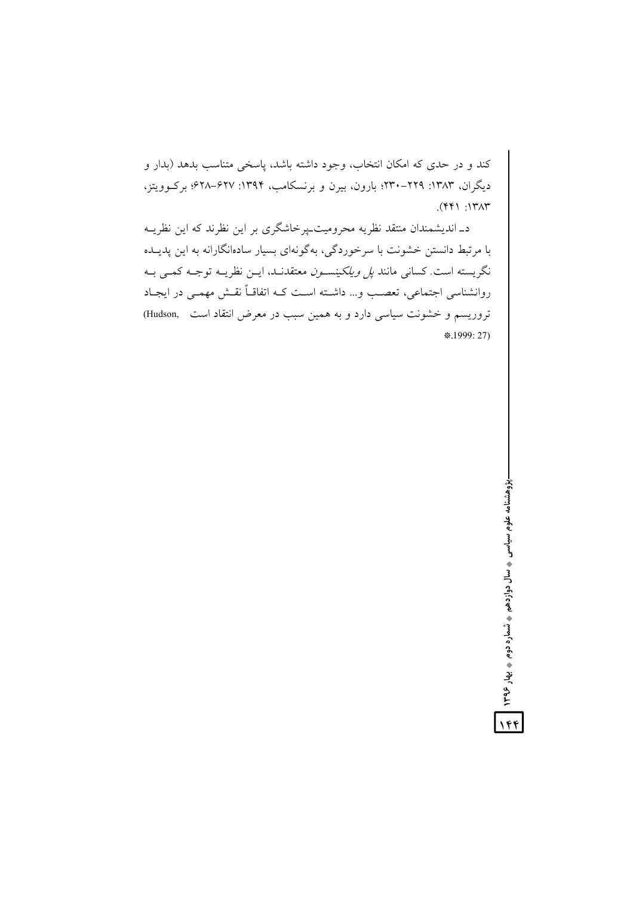کند و در حدی که امکان انتخاب، وجود داشته باشد، پاسخی متناسب بدهد (بدار و دیگران، ۱۳۸۳: ۲۲۹-۲۳۰؛ بارون، بیرن و برنسکامب، ۱۳۹۴: ۶۲۷-۶۲۸؛ برکوویتز، ۱۳۸۳: ۴۴۱).

د- اندیشمندان منتقد نظریه محرومیت-پرخاشگری بر این نظرند که این نظریه با مرتبط دانستن خشونت با سرخوردگی، به‌گونه‌ای بسیار ساده‌انگارانه به این پدیده نگریسته است. کسانی مانند *پل ویلکینسون* معتقدند، این نظریه توجه کمی به روانشناسی اجتماعی، تعصب و... داشته است که اتفاقاً نقش مهمی در ایجاد تروریسم و خشونت سیاسی دارد و به همین سبب در معرض انتقاد است (Hudson, 1999: 27).*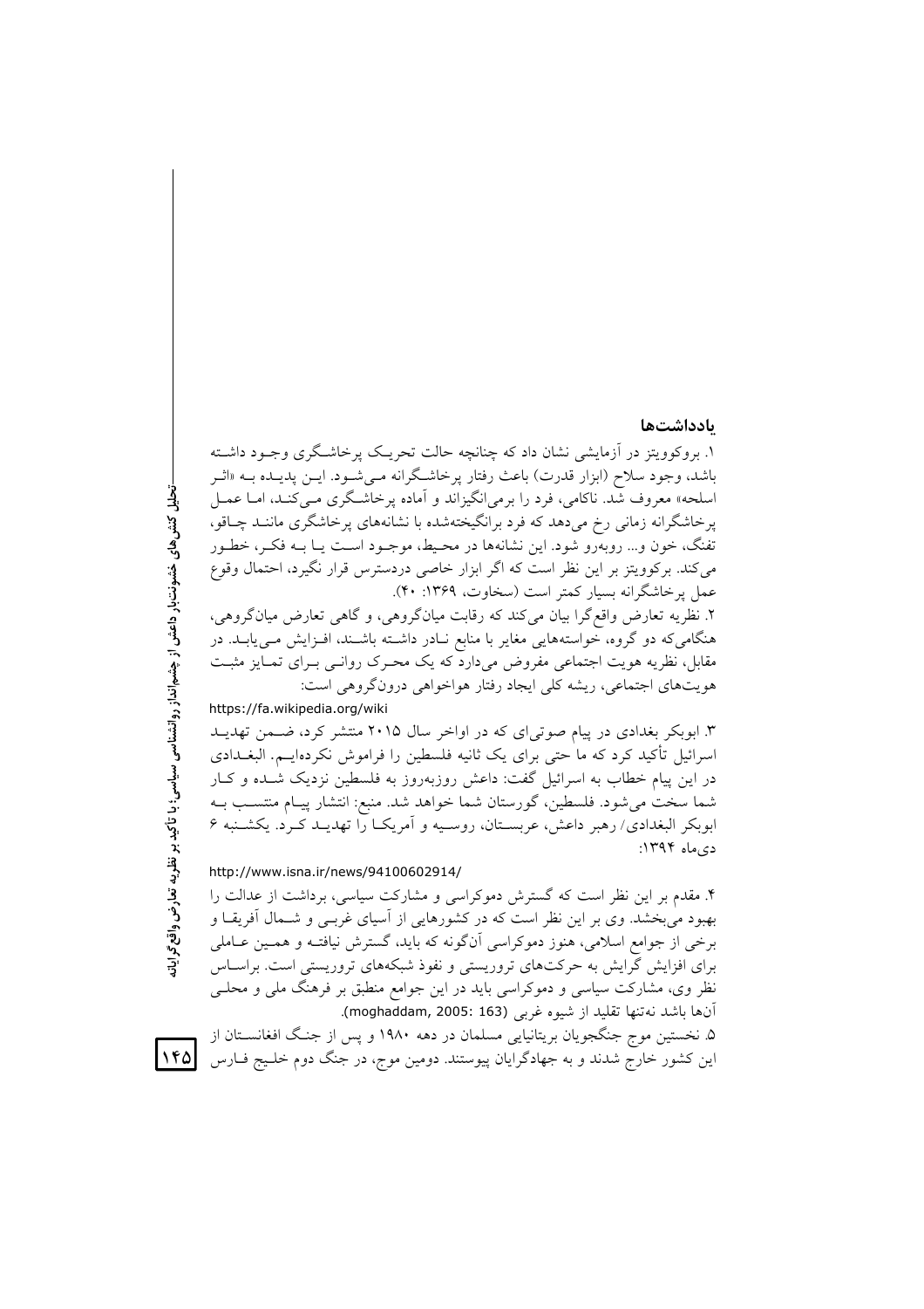### یادداشت‌ها

۱. بروکوویتز در آزمایشی نشان داد که چنانچه حالت تحریک پرخاشگری وجود داشته باشد، وجود سلاح (ابزار قدرت) باعث رفتار پرخاشگرانه می‌شود. این پدیده به «اثر اسلحه» معروف شد. ناکامی، فرد را برمی‌انگیزاند و آماده پرخاشگری می‌کند، اما عمل پرخاشگرانه زمانی رخ می‌دهد که فرد برانگیخته‌شده با نشانه‌های پرخاشگری مانند چاقو، تفنگ، خون و... روبه‌رو شود. این نشانه‌ها در محیط، موجود است یا به فکر، خطور می‌کند. برکوویتز بر این نظر است که اگر ابزار خاصی دردسترس قرار نگیرد، احتمال وقوع عمل پرخاشگرانه بسیار کمتر است (سخاوت، ۱۳۶۹: ۴۰).

۲. نظریه تعارض واقع‌گرا بیان می‌کند که رقابت میان‌گروهی، و گاهی تعارض میان‌گروهی، هنگامی‌که دو گروه، خواسته‌هایی مغایر با منابع نادر داشته باشند، افزایش می‌یابد. در مقابل، نظریه هویت اجتماعی مفروض می‌دارد که یک محرک روانی برای تمایز مثبت هویت‌های اجتماعی، ریشه کلی ایجاد رفتار هواخواهی درون‌گروهی است:

https://fa.wikipedia.org/wiki

۳. ابوبکر بغدادی در پیام صوتی‌ای که در اواخر سال ۲۰۱۵ منتشر کرد، ضمن تهدید اسرائیل تأکید کرد که ما حتی برای یک ثانیه فلسطین را فراموش نکرده‌ایم. البغدادی در این پیام خطاب به اسرائیل گفت: داعش روزبه‌روز به فلسطین نزدیک شده و کار شما سخت می‌شود. فلسطین، گورستان شما خواهد شد. منبع: انتشار پیام منتسب به ابوبکر البغدادی/ رهبر داعش، عربستان، روسیه و آمریکا را تهدید کرد. یکشنبه ۶ دی‌ماه ۱۳۹۴:

http://www.isna.ir/news/94100602914/

۴. مقدم بر این نظر است که گسترش دموکراسی و مشارکت سیاسی، برداشت از عدالت را بهبود می‌بخشد. وی بر این نظر است که در کشورهایی از آسیای غربی و شمال آفریقا و برخی از جوامع اسلامی، هنوز دموکراسی آن‌گونه که باید، گسترش نیافته و همین عاملی برای افزایش گرایش به حرکت‌های تروریستی و نفوذ شبکه‌های تروریستی است. براساس نظر وی، مشارکت سیاسی و دموکراسی باید در این جوامع منطبق بر فرهنگ ملی و محلی آن‌ها باشد نه‌تنها تقلید از شیوه غربی (moghaddam, 2005: 163).

۵. نخستین موج جنگجویان بریتانیایی مسلمان در دهه ۱۹۸۰ و پس از جنگ افغانستان از این کشور خارج شدند و به جهادگرایان پیوستند. دومین موج، در جنگ دوم خلیج فارس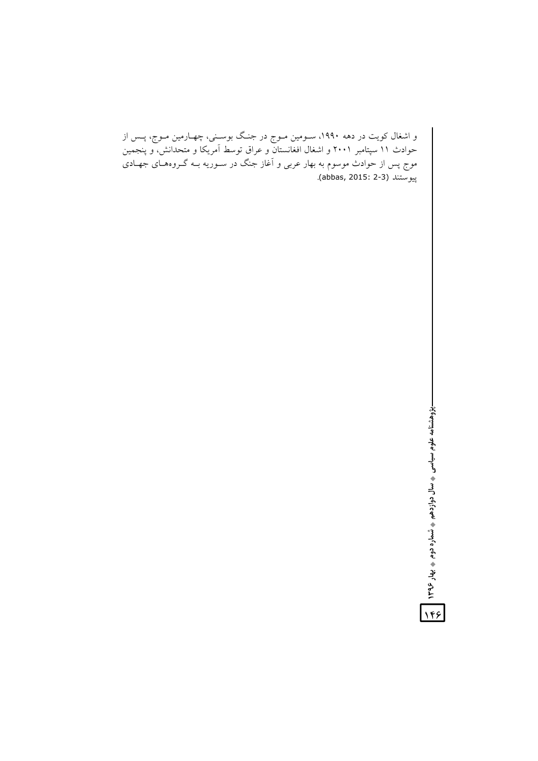و اشغال کویت در دهه ۱۹۹۰، سومین موج در جنگ بوسنی، چهارمین موج، پس از حوادث ۱۱ سپتامبر ۲۰۰۱ و اشغال افغانستان و عراق توسط آمریکا و متحدانش، و پنجمین موج پس از حوادث موسوم به بهار عربی و آغاز جنگ در سوریه به گروه‌های جهادی پیوستند (abbas, 2015: 2-3).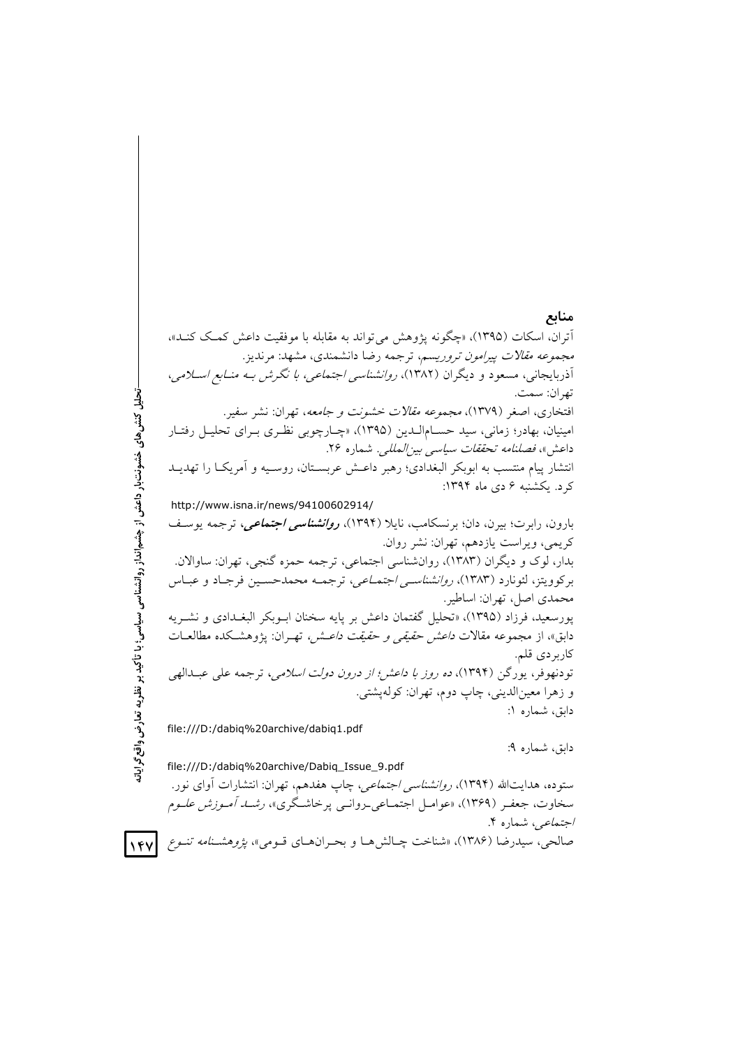## منابع

آتران، اسکات (۱۳۹۵)، «چگونه پژوهش می‌تواند به مقابله با موفقیت داعش کمک کند»، *مجموعه مقالات پیرامون تروریسم*، ترجمه رضا دانشمندی، مشهد: مرندیز.

آذربایجانی، مسعود و دیگران (۱۳۸۲)، *روانشناسی اجتماعی، با نگرش به منابع اسلامی*، تهران: سمت.

افتخاری، اصغر (۱۳۷۹)، *مجموعه مقالات خشونت و جامعه*، تهران: نشر سفیر.

امینیان، بهادر؛ زمانی، سید حسام‌الدین (۱۳۹۵)، «چارچوبی نظری برای تحلیل رفتار داعش»، *فصلنامه تحققات سیاسی بین‌المللی*. شماره ۲۶.

انتشار پیام منتسب به ابوبکر البغدادی؛ رهبر داعش عربستان، روسیه و آمریکا را تهدید کرد. یکشنبه ۶ دی ماه ۱۳۹۴:

http://www.isna.ir/news/94100602914/

بارون، رابرت؛ بیرن، دان؛ برنسکامب، نایلا (۱۳۹۴)، ***روانشناسی اجتماعی***، ترجمه یوسف کریمی، ویراست یازدهم، تهران: نشر روان.

بدار، لوک و دیگران (۱۳۸۳)، روان‌شناسی اجتماعی، ترجمه حمزه گنجی، تهران: ساوالان.

برکوویتز، لئونارد (۱۳۸۳)، *روانشناسی اجتماعی*، ترجمه محمدحسین فرجاد و عباس محمدی اصل، تهران: اساطیر.

پورسعید، فرزاد (۱۳۹۵)، «تحلیل گفتمان داعش بر پایه سخنان ابوبکر البغدادی و نشریه دابق»، از مجموعه مقالات *داعش حقیقی و حقیقت داعش*، تهران: پژوهشکده مطالعات کاربردی قلم.

تودنهوفر، یورگن (۱۳۹۴)، *ده روز با داعش؛ از درون دولت اسلامی*، ترجمه علی عبدالهی و زهرا معین‌الدینی، چاپ دوم، تهران: کوله‌پشتی.

دابق، شماره ۱:

file:///D:/dabiq%20archive/dabiq1.pdf

دابق، شماره ۹:

file:///D:/dabiq%20archive/Dabiq_Issue_9.pdf

ستوده، هدایت‌الله (۱۳۹۴)، *روانشناسی اجتماعی*، چاپ هفدهم، تهران: انتشارات آوای نور.

سخاوت، جعفر (۱۳۶۹)، «عوامل اجتماعی-روانی پرخاشگری»، *رشد آموزش علوم اجتماعی*، شماره ۴.

صالحی، سیدرضا (۱۳۸۶)، «شناخت چالش‌ها و بحران‌های قومی»، *پژوهشنامه تنوع*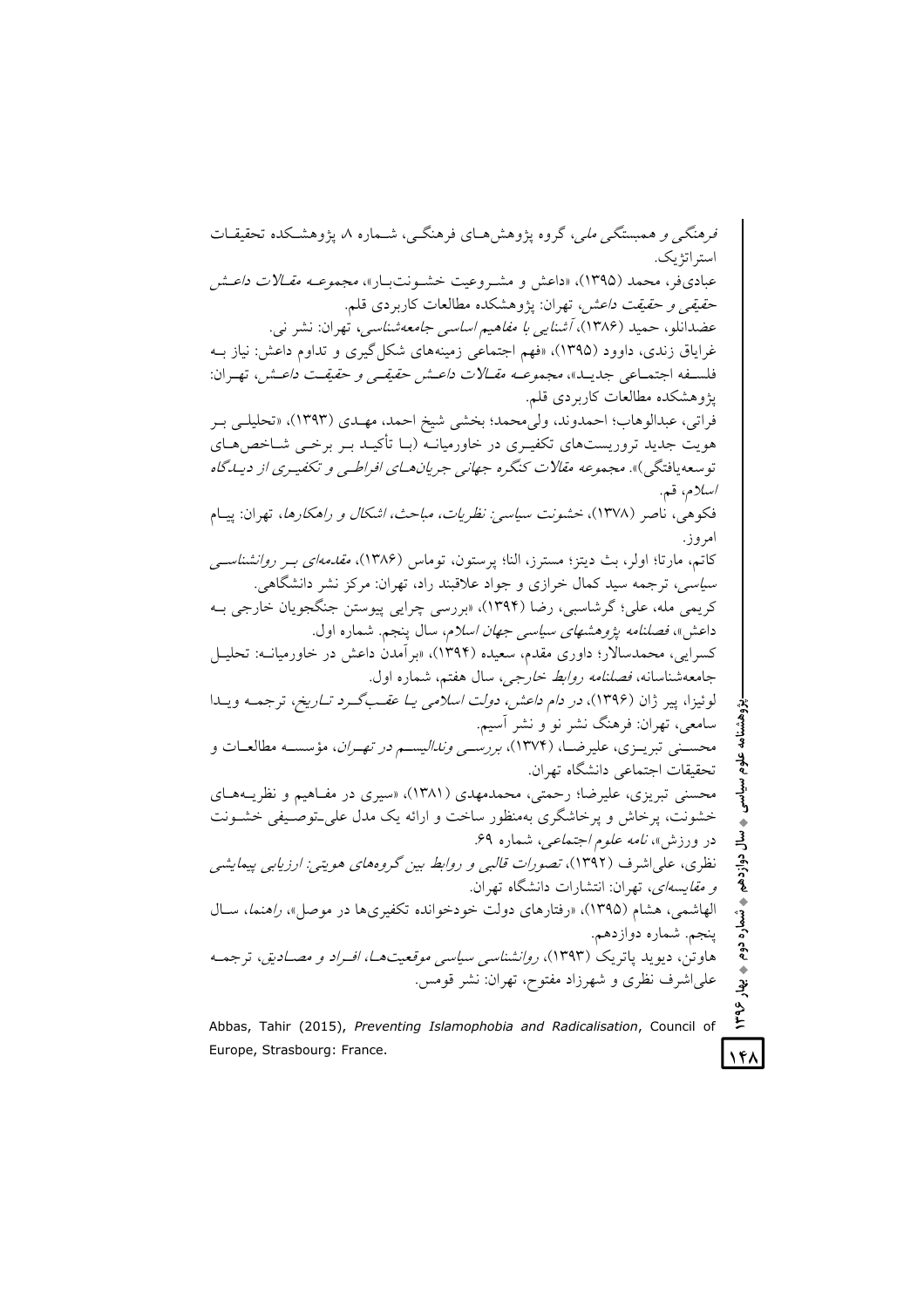*فرهنگی و همبستگی ملی*، گروه پژوهش‌های فرهنگی، شماره ۸، پژوهشکده تحقیقات استراتژیک.

عبادی‌فر، محمد (۱۳۹۵)، «داعش و مشروعیت خشونت‌بار»، *مجموعه مقالات داعش حقیقی و حقیقت داعش*، تهران: پژوهشکده مطالعات کاربردی قلم.

عضدانلو، حمید (۱۳۸۶)، *آشنایی با مفاهیم اساسی جامعه‌شناسی*، تهران: نشر نی.

غرایاق زندی، داوود (۱۳۹۵)، «فهم اجتماعی زمینه‌های شکل‌گیری و تداوم داعش: نیاز به فلسفه اجتماعی جدید»، *مجموعه مقالات داعش حقیقی و حقیقت داعش*، تهران: پژوهشکده مطالعات کاربردی قلم.

فراتی، عبدالوهاب؛ احمدوند، ولی‌محمد؛ بخشی شیخ احمد، مهدی (۱۳۹۳)، «تحلیلی بر هویت جدید تروریست‌های تکفیری در خاورمیانه (با تأکید بر برخی شاخص‌های توسعه‌یافتگی)». *مجموعه مقالات کنگره جهانی جریان‌های افراطی و تکفیری از دیدگاه اسلام*، قم.

فکوهی، ناصر (۱۳۷۸)، *خشونت سیاسی: نظریات، مباحث، اشکال و راهکارها*، تهران: پیام امروز.

کاتم، مارتا؛ اولر، بث دیتز؛ مسترز، النا؛ پرستون، توماس (۱۳۸۶)، *مقدمه‌ای بر روانشناسی سیاسی*، ترجمه سید کمال خرازی و جواد علاقبند راد، تهران: مرکز نشر دانشگاهی.

کریمی مله، علی؛ گرشاسبی، رضا (۱۳۹۴)، «بررسی چرایی پیوستن جنگجویان خارجی به داعش»، *فصلنامه پژوهشهای سیاسی جهان اسلام*، سال پنجم. شماره اول.

کسرایی، محمدسالار؛ داوری مقدم، سعیده (۱۳۹۴)، «برآمدن داعش در خاورمیانه: تحلیل جامعه‌شناسانه»، *فصلنامه روابط خارجی*، سال هفتم، شماره اول.

لوئیزا، پیر ژان (۱۳۹۶)، *در دام داعش، دولت اسلامی یا عقب‌گرد تاریخ*، ترجمه ویدا سامعی، تهران: فرهنگ نشر نو و نشر آسیم.

محسنی تبریزی، علیرضا، (۱۳۷۴)، *بررسی وندالیسم در تهران*، مؤسسه مطالعات و تحقیقات اجتماعی دانشگاه تهران.

محسنی تبریزی، علیرضا؛ رحمتی، محمدمهدی (۱۳۸۱)، «سیری در مفاهیم و نظریه‌های خشونت، پرخاش و پرخاشگری به‌منظور ساخت و ارائه یک مدل علی‌ـتوصیفی خشونت در ورزش»، *نامه علوم اجتماعی*، شماره ۶۹.

نظری، علی‌اشرف (۱۳۹۲)، *تصورات قالبی و روابط بین گروه‌های هویتی: ارزیابی پیمایشی و مقایسه‌ای*، تهران: انتشارات دانشگاه تهران.

الهاشمی، هشام (۱۳۹۵)، «رفتارهای دولت خودخوانده تکفیری‌ها در موصل»، *راهنما*، سال پنجم. شماره دوازدهم.

هاوتن، دیوید پاتریک (۱۳۹۳)، *روانشناسی سیاسی موقعیت‌ها، افراد و مصادیق*، ترجمه علی‌اشرف نظری و شهرزاد مفتوح، تهران: نشر قومس.

Abbas, Tahir (2015), *Preventing Islamophobia and Radicalisation*, Council of Europe, Strasbourg: France.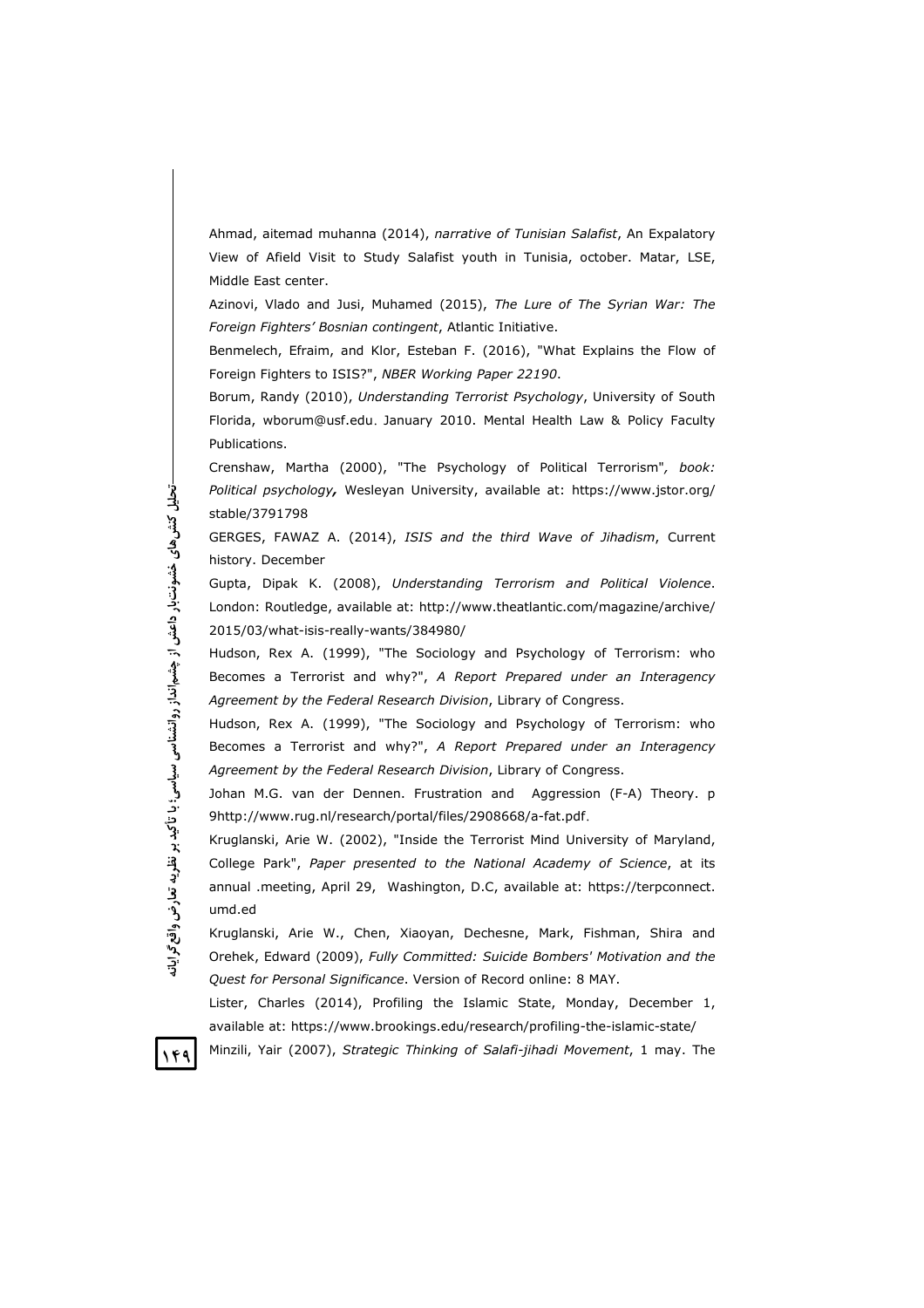Ahmad, aitemad muhanna (2014), *narrative of Tunisian Salafist*, An Expalatory View of Afield Visit to Study Salafist youth in Tunisia, october. Matar, LSE, Middle East center.

Azinovi, Vlado and Jusi, Muhamed (2015), *The Lure of The Syrian War: The Foreign Fighters' Bosnian contingent*, Atlantic Initiative.

Benmelech, Efraim, and Klor, Esteban F. (2016), "What Explains the Flow of Foreign Fighters to ISIS?", *NBER Working Paper 22190*.

Borum, Randy (2010), *Understanding Terrorist Psychology*, University of South Florida, wborum@usf.edu. January 2010. Mental Health Law & Policy Faculty Publications.

Crenshaw, Martha (2000), "The Psychology of Political Terrorism"*, book: Political psychology*, Wesleyan University, available at: https://www.jstor.org/stable/3791798

GERGES, FAWAZ A. (2014), *ISIS and the third Wave of Jihadism*, Current history. December

Gupta, Dipak K. (2008), *Understanding Terrorism and Political Violence*. London: Routledge, available at: http://www.theatlantic.com/magazine/archive/2015/03/what-isis-really-wants/384980/

Hudson, Rex A. (1999), "The Sociology and Psychology of Terrorism: who Becomes a Terrorist and why?", *A Report Prepared under an Interagency Agreement by the Federal Research Division*, Library of Congress.

Hudson, Rex A. (1999), "The Sociology and Psychology of Terrorism: who Becomes a Terrorist and why?", *A Report Prepared under an Interagency Agreement by the Federal Research Division*, Library of Congress.

Johan M.G. van der Dennen. Frustration and Aggression (F-A) Theory. p 9http://www.rug.nl/research/portal/files/2908668/a-fat.pdf.

Kruglanski, Arie W. (2002), "Inside the Terrorist Mind University of Maryland, College Park", *Paper presented to the National Academy of Science*, at its annual .meeting, April 29, Washington, D.C, available at: https://terpconnect.umd.ed

Kruglanski, Arie W., Chen, Xiaoyan, Dechesne, Mark, Fishman, Shira and Orehek, Edward (2009), *Fully Committed: Suicide Bombers' Motivation and the Quest for Personal Significance*. Version of Record online: 8 MAY.

Lister, Charles (2014), Profiling the Islamic State, Monday, December 1, available at: https://www.brookings.edu/research/profiling-the-islamic-state/

Minzili, Yair (2007), *Strategic Thinking of Salafi-jihadi Movement*, 1 may. The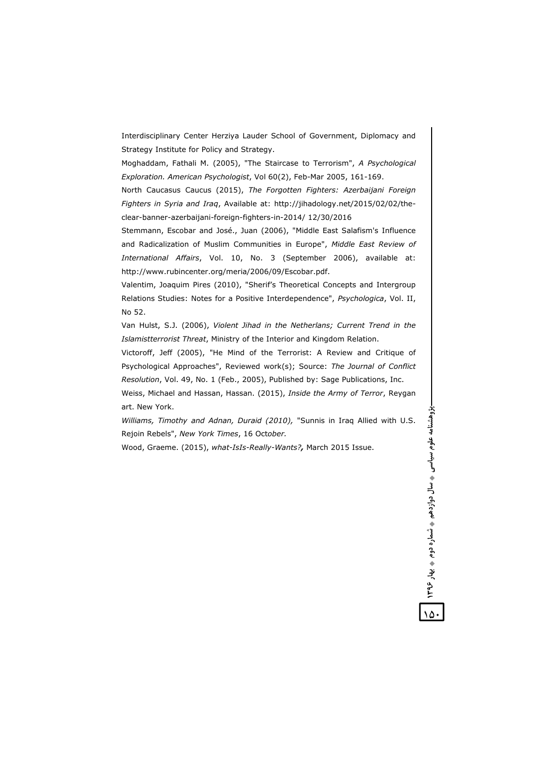Interdisciplinary Center Herziya Lauder School of Government, Diplomacy and Strategy Institute for Policy and Strategy.

Moghaddam, Fathali M. (2005), "The Staircase to Terrorism", *A Psychological Exploration. American Psychologist*, Vol 60(2), Feb-Mar 2005, 161-169.

North Caucasus Caucus (2015), *The Forgotten Fighters: Azerbaijani Foreign Fighters in Syria and Iraq*, Available at: http://jihadology.net/2015/02/02/the-clear-banner-azerbaijani-foreign-fighters-in-2014/ 12/30/2016

Stemmann, Escobar and José., Juan (2006), "Middle East Salafism's Influence and Radicalization of Muslim Communities in Europe", *Middle East Review of International Affairs*, Vol. 10, No. 3 (September 2006), available at: http://www.rubincenter.org/meria/2006/09/Escobar.pdf.

Valentim, Joaquim Pires (2010), "Sherif's Theoretical Concepts and Intergroup Relations Studies: Notes for a Positive Interdependence", *Psychologica*, Vol. II, No 52.

Van Hulst, S.J. (2006), *Violent Jihad in the Netherlans; Current Trend in the Islamistterrorist Threat*, Ministry of the Interior and Kingdom Relation.

Victoroff, Jeff (2005), "He Mind of the Terrorist: A Review and Critique of Psychological Approaches", Reviewed work(s); Source: *The Journal of Conflict Resolution*, Vol. 49, No. 1 (Feb., 2005), Published by: Sage Publications, Inc.

Weiss, Michael and Hassan, Hassan. (2015), *Inside the Army of Terror*, Reygan art. New York.

*Williams, Timothy and Adnan, Duraid (2010),* "Sunnis in Iraq Allied with U.S. Rejoin Rebels", *New York Times*, 16 Oct*ober.*

Wood, Graeme. (2015), *what-IsIs-Really-Wants?,* March 2015 Issue.